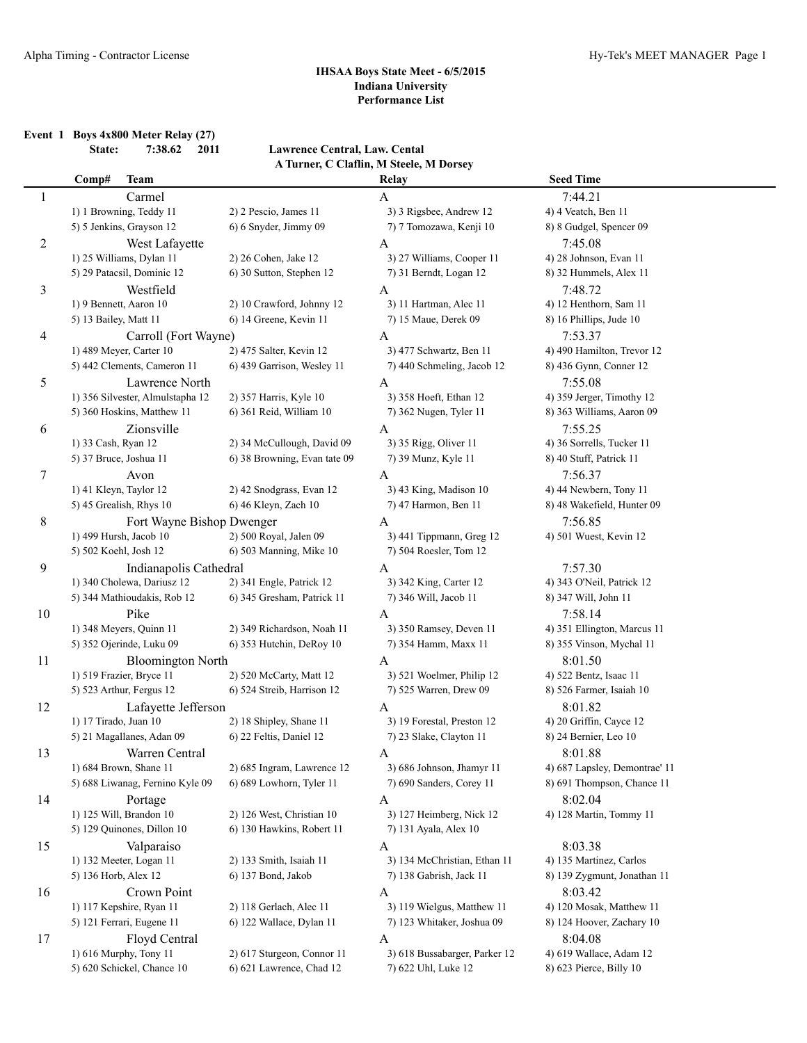## IHSAA Boys State Meet - 6/5/2015
### Indiana University
### Performance List

**Event 1 Boys 4x800 Meter Relay (27)**

**State: 7:38.62 2011 Lawrence Central, Law. Cental**
**A Turner, C Claflin, M Steele, M Dorsey**

| Comp# | Team | Relay | Seed Time |
|---|---|---|---|
| 1 | Carmel | A | 7:44.21 |
| | 1) 1 Browning, Teddy 11; 2) 2 Pescio, James 11; 3) 3 Rigsbee, Andrew 12; 4) 4 Veatch, Ben 11; 5) 5 Jenkins, Grayson 12; 6) 6 Snyder, Jimmy 09; 7) 7 Tomozawa, Kenji 10; 8) 8 Gudgel, Spencer 09 | | |
| 2 | West Lafayette | A | 7:45.08 |
| | 1) 25 Williams, Dylan 11; 2) 26 Cohen, Jake 12; 3) 27 Williams, Cooper 11; 4) 28 Johnson, Evan 11; 5) 29 Patacsil, Dominic 12; 6) 30 Sutton, Stephen 12; 7) 31 Berndt, Logan 12; 8) 32 Hummels, Alex 11 | | |
| 3 | Westfield | A | 7:48.72 |
| | 1) 9 Bennett, Aaron 10; 2) 10 Crawford, Johnny 12; 3) 11 Hartman, Alec 11; 4) 12 Henthorn, Sam 11; 5) 13 Bailey, Matt 11; 6) 14 Greene, Kevin 11; 7) 15 Maue, Derek 09; 8) 16 Phillips, Jude 10 | | |
| 4 | Carroll (Fort Wayne) | A | 7:53.37 |
| | 1) 489 Meyer, Carter 10; 2) 475 Salter, Kevin 12; 3) 477 Schwartz, Ben 11; 4) 490 Hamilton, Trevor 12; 5) 442 Clements, Cameron 11; 6) 439 Garrison, Wesley 11; 7) 440 Schmeling, Jacob 12; 8) 436 Gynn, Conner 12 | | |
| 5 | Lawrence North | A | 7:55.08 |
| | 1) 356 Silvester, Almulstapha 12; 2) 357 Harris, Kyle 10; 3) 358 Hoeft, Ethan 12; 4) 359 Jerger, Timothy 12; 5) 360 Hoskins, Matthew 11; 6) 361 Reid, William 10; 7) 362 Nugen, Tyler 11; 8) 363 Williams, Aaron 09 | | |
| 6 | Zionsville | A | 7:55.25 |
| | 1) 33 Cash, Ryan 12; 2) 34 McCullough, David 09; 3) 35 Rigg, Oliver 11; 4) 36 Sorrells, Tucker 11; 5) 37 Bruce, Joshua 11; 6) 38 Browning, Evan tate 09; 7) 39 Munz, Kyle 11; 8) 40 Stuff, Patrick 11 | | |
| 7 | Avon | A | 7:56.37 |
| | 1) 41 Kleyn, Taylor 12; 2) 42 Snodgrass, Evan 12; 3) 43 King, Madison 10; 4) 44 Newbern, Tony 11; 5) 45 Grealish, Rhys 10; 6) 46 Kleyn, Zach 10; 7) 47 Harmon, Ben 11; 8) 48 Wakefield, Hunter 09 | | |
| 8 | Fort Wayne Bishop Dwenger | A | 7:56.85 |
| | 1) 499 Hursh, Jacob 10; 2) 500 Royal, Jalen 09; 3) 441 Tippmann, Greg 12; 4) 501 Wuest, Kevin 12; 5) 502 Koehl, Josh 12; 6) 503 Manning, Mike 10; 7) 504 Roesler, Tom 12 | | |
| 9 | Indianapolis Cathedral | A | 7:57.30 |
| | 1) 340 Cholewa, Dariusz 12; 2) 341 Engle, Patrick 12; 3) 342 King, Carter 12; 4) 343 O'Neil, Patrick 12; 5) 344 Mathioudakis, Rob 12; 6) 345 Gresham, Patrick 11; 7) 346 Will, Jacob 11; 8) 347 Will, John 11 | | |
| 10 | Pike | A | 7:58.14 |
| | 1) 348 Meyers, Quinn 11; 2) 349 Richardson, Noah 11; 3) 350 Ramsey, Deven 11; 4) 351 Ellington, Marcus 11; 5) 352 Ojerinde, Luku 09; 6) 353 Hutchin, DeRoy 10; 7) 354 Hamm, Maxx 11; 8) 355 Vinson, Mychal 11 | | |
| 11 | Bloomington North | A | 8:01.50 |
| | 1) 519 Frazier, Bryce 11; 2) 520 McCarty, Matt 12; 3) 521 Woelmer, Philip 12; 4) 522 Bentz, Isaac 11; 5) 523 Arthur, Fergus 12; 6) 524 Streib, Harrison 12; 7) 525 Warren, Drew 09; 8) 526 Farmer, Isaiah 10 | | |
| 12 | Lafayette Jefferson | A | 8:01.82 |
| | 1) 17 Tirado, Juan 10; 2) 18 Shipley, Shane 11; 3) 19 Forestal, Preston 12; 4) 20 Griffin, Cayce 12; 5) 21 Magallanes, Adan 09; 6) 22 Feltis, Daniel 12; 7) 23 Slake, Clayton 11; 8) 24 Bernier, Leo 10 | | |
| 13 | Warren Central | A | 8:01.88 |
| | 1) 684 Brown, Shane 11; 2) 685 Ingram, Lawrence 12; 3) 686 Johnson, Jhamyr 11; 4) 687 Lapsley, Demontrae' 11; 5) 688 Liwanag, Fernino Kyle 09; 6) 689 Lowhorn, Tyler 11; 7) 690 Sanders, Corey 11; 8) 691 Thompson, Chance 11 | | |
| 14 | Portage | A | 8:02.04 |
| | 1) 125 Will, Brandon 10; 2) 126 West, Christian 10; 3) 127 Heimberg, Nick 12; 4) 128 Martin, Tommy 11; 5) 129 Quinones, Dillon 10; 6) 130 Hawkins, Robert 11; 7) 131 Ayala, Alex 10 | | |
| 15 | Valparaiso | A | 8:03.38 |
| | 1) 132 Meeter, Logan 11; 2) 133 Smith, Isaiah 11; 3) 134 McChristian, Ethan 11; 4) 135 Martinez, Carlos; 5) 136 Horb, Alex 12; 6) 137 Bond, Jakob; 7) 138 Gabrish, Jack 11; 8) 139 Zygmunt, Jonathan 11 | | |
| 16 | Crown Point | A | 8:03.42 |
| | 1) 117 Kepshire, Ryan 11; 2) 118 Gerlach, Alec 11; 3) 119 Wielgus, Matthew 11; 4) 120 Mosak, Matthew 11; 5) 121 Ferrari, Eugene 11; 6) 122 Wallace, Dylan 11; 7) 123 Whitaker, Joshua 09; 8) 124 Hoover, Zachary 10 | | |
| 17 | Floyd Central | A | 8:04.08 |
| | 1) 616 Murphy, Tony 11; 2) 617 Sturgeon, Connor 11; 3) 618 Bussabarger, Parker 12; 4) 619 Wallace, Adam 12; 5) 620 Schickel, Chance 10; 6) 621 Lawrence, Chad 12; 7) 622 Uhl, Luke 12; 8) 623 Pierce, Billy 10 | | |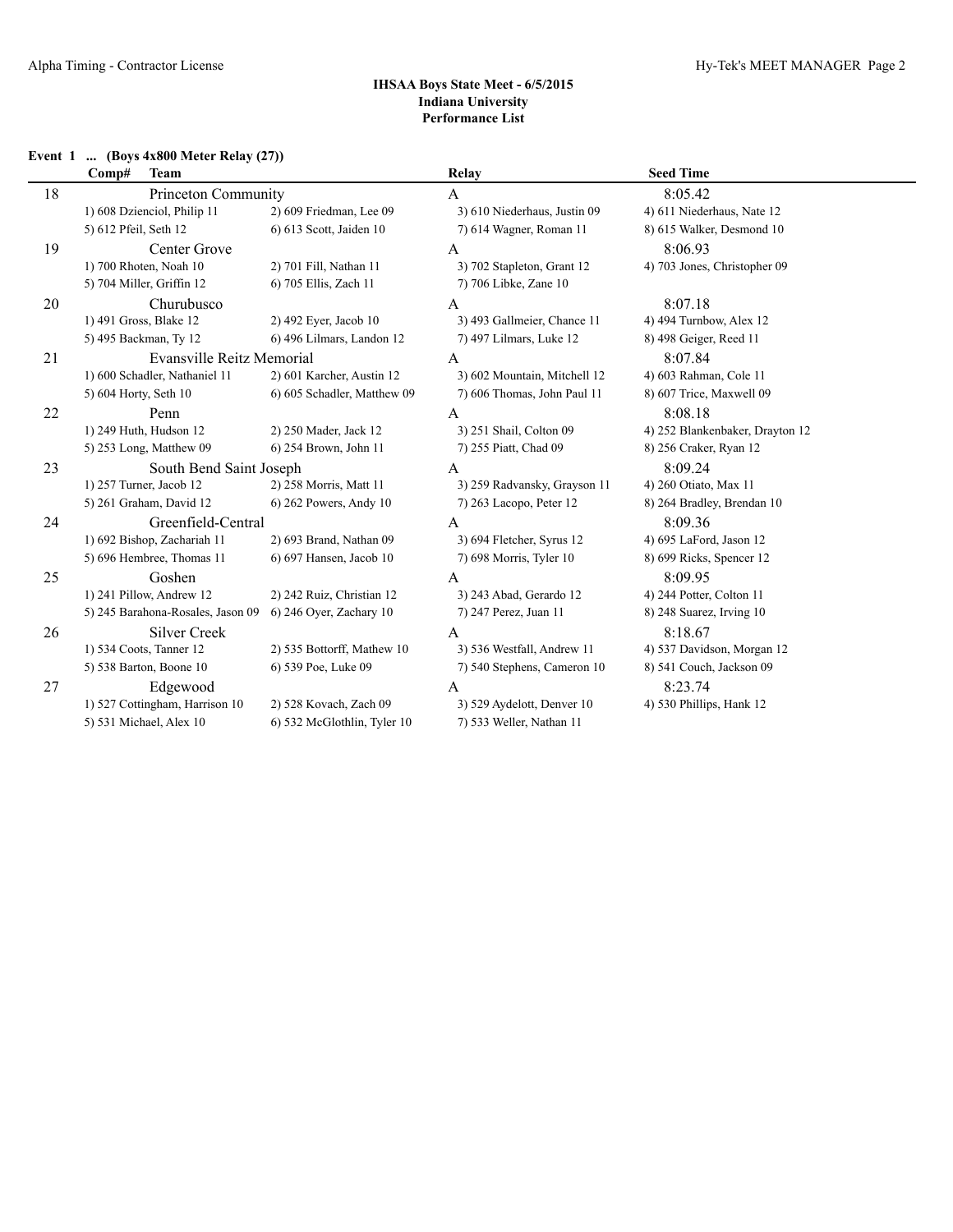## IHSAA Boys State Meet - 6/5/2015
### Indiana University
### Performance List

**Event 1 ... (Boys 4x800 Meter Relay (27))**

| Comp# | Team | | Relay | Seed Time |
|---|---|---|---|---|
| 18 | Princeton Community | | A | 8:05.42 |
| 1) 608 Dzienciol, Philip 11 | 2) 609 Friedman, Lee 09 | | 3) 610 Niederhaus, Justin 09 | 4) 611 Niederhaus, Nate 12 |
| 5) 612 Pfeil, Seth 12 | 6) 613 Scott, Jaiden 10 | | 7) 614 Wagner, Roman 11 | 8) 615 Walker, Desmond 10 |
| 19 | Center Grove | | A | 8:06.93 |
| 1) 700 Rhoten, Noah 10 | 2) 701 Fill, Nathan 11 | | 3) 702 Stapleton, Grant 12 | 4) 703 Jones, Christopher 09 |
| 5) 704 Miller, Griffin 12 | 6) 705 Ellis, Zach 11 | | 7) 706 Libke, Zane 10 | |
| 20 | Churubusco | | A | 8:07.18 |
| 1) 491 Gross, Blake 12 | 2) 492 Eyer, Jacob 10 | | 3) 493 Gallmeier, Chance 11 | 4) 494 Turnbow, Alex 12 |
| 5) 495 Backman, Ty 12 | 6) 496 Lilmars, Landon 12 | | 7) 497 Lilmars, Luke 12 | 8) 498 Geiger, Reed 11 |
| 21 | Evansville Reitz Memorial | | A | 8:07.84 |
| 1) 600 Schadler, Nathaniel 11 | 2) 601 Karcher, Austin 12 | | 3) 602 Mountain, Mitchell 12 | 4) 603 Rahman, Cole 11 |
| 5) 604 Horty, Seth 10 | 6) 605 Schadler, Matthew 09 | | 7) 606 Thomas, John Paul 11 | 8) 607 Trice, Maxwell 09 |
| 22 | Penn | | A | 8:08.18 |
| 1) 249 Huth, Hudson 12 | 2) 250 Mader, Jack 12 | | 3) 251 Shail, Colton 09 | 4) 252 Blankenbaker, Drayton 12 |
| 5) 253 Long, Matthew 09 | 6) 254 Brown, John 11 | | 7) 255 Piatt, Chad 09 | 8) 256 Craker, Ryan 12 |
| 23 | South Bend Saint Joseph | | A | 8:09.24 |
| 1) 257 Turner, Jacob 12 | 2) 258 Morris, Matt 11 | | 3) 259 Radvansky, Grayson 11 | 4) 260 Otiato, Max 11 |
| 5) 261 Graham, David 12 | 6) 262 Powers, Andy 10 | | 7) 263 Lacopo, Peter 12 | 8) 264 Bradley, Brendan 10 |
| 24 | Greenfield-Central | | A | 8:09.36 |
| 1) 692 Bishop, Zachariah 11 | 2) 693 Brand, Nathan 09 | | 3) 694 Fletcher, Syrus 12 | 4) 695 LaFord, Jason 12 |
| 5) 696 Hembree, Thomas 11 | 6) 697 Hansen, Jacob 10 | | 7) 698 Morris, Tyler 10 | 8) 699 Ricks, Spencer 12 |
| 25 | Goshen | | A | 8:09.95 |
| 1) 241 Pillow, Andrew 12 | 2) 242 Ruiz, Christian 12 | | 3) 243 Abad, Gerardo 12 | 4) 244 Potter, Colton 11 |
| 5) 245 Barahona-Rosales, Jason 09 | 6) 246 Oyer, Zachary 10 | | 7) 247 Perez, Juan 11 | 8) 248 Suarez, Irving 10 |
| 26 | Silver Creek | | A | 8:18.67 |
| 1) 534 Coots, Tanner 12 | 2) 535 Bottorff, Mathew 10 | | 3) 536 Westfall, Andrew 11 | 4) 537 Davidson, Morgan 12 |
| 5) 538 Barton, Boone 10 | 6) 539 Poe, Luke 09 | | 7) 540 Stephens, Cameron 10 | 8) 541 Couch, Jackson 09 |
| 27 | Edgewood | | A | 8:23.74 |
| 1) 527 Cottingham, Harrison 10 | 2) 528 Kovach, Zach 09 | | 3) 529 Aydelott, Denver 10 | 4) 530 Phillips, Hank 12 |
| 5) 531 Michael, Alex 10 | 6) 532 McGlothlin, Tyler 10 | | 7) 533 Weller, Nathan 11 | |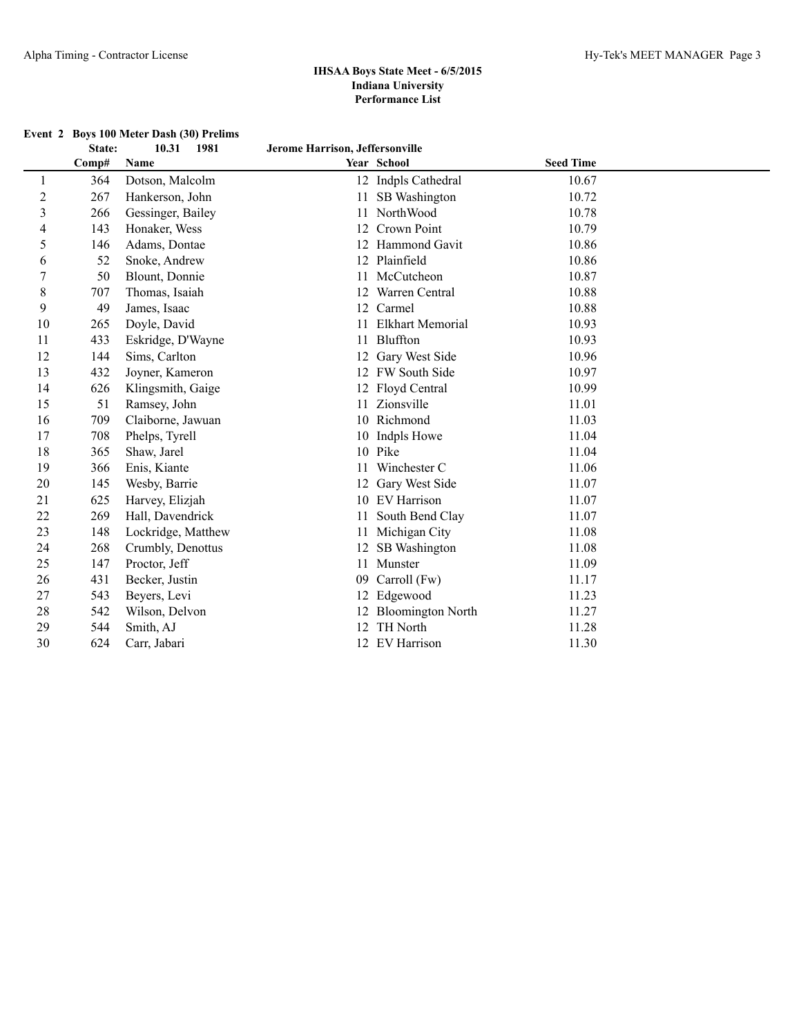**IHSAA Boys State Meet - 6/5/2015**
**Indiana University**
**Performance List**

**Event 2 Boys 100 Meter Dash (30) Prelims**

**State: 10.31 1981 Jerome Harrison, Jeffersonville**

| | Comp# | Name | Year | School | Seed Time |
|---|---|---|---|---|---|
| 1 | 364 | Dotson, Malcolm | 12 | Indpls Cathedral | 10.67 |
| 2 | 267 | Hankerson, John | 11 | SB Washington | 10.72 |
| 3 | 266 | Gessinger, Bailey | 11 | NorthWood | 10.78 |
| 4 | 143 | Honaker, Wess | 12 | Crown Point | 10.79 |
| 5 | 146 | Adams, Dontae | 12 | Hammond Gavit | 10.86 |
| 6 | 52 | Snoke, Andrew | 12 | Plainfield | 10.86 |
| 7 | 50 | Blount, Donnie | 11 | McCutcheon | 10.87 |
| 8 | 707 | Thomas, Isaiah | 12 | Warren Central | 10.88 |
| 9 | 49 | James, Isaac | 12 | Carmel | 10.88 |
| 10 | 265 | Doyle, David | 11 | Elkhart Memorial | 10.93 |
| 11 | 433 | Eskridge, D'Wayne | 11 | Bluffton | 10.93 |
| 12 | 144 | Sims, Carlton | 12 | Gary West Side | 10.96 |
| 13 | 432 | Joyner, Kameron | 12 | FW South Side | 10.97 |
| 14 | 626 | Klingsmith, Gaige | 12 | Floyd Central | 10.99 |
| 15 | 51 | Ramsey, John | 11 | Zionsville | 11.01 |
| 16 | 709 | Claiborne, Jawuan | 10 | Richmond | 11.03 |
| 17 | 708 | Phelps, Tyrell | 10 | Indpls Howe | 11.04 |
| 18 | 365 | Shaw, Jarel | 10 | Pike | 11.04 |
| 19 | 366 | Enis, Kiante | 11 | Winchester C | 11.06 |
| 20 | 145 | Wesby, Barrie | 12 | Gary West Side | 11.07 |
| 21 | 625 | Harvey, Elizjah | 10 | EV Harrison | 11.07 |
| 22 | 269 | Hall, Davendrick | 11 | South Bend Clay | 11.07 |
| 23 | 148 | Lockridge, Matthew | 11 | Michigan City | 11.08 |
| 24 | 268 | Crumbly, Denottus | 12 | SB Washington | 11.08 |
| 25 | 147 | Proctor, Jeff | 11 | Munster | 11.09 |
| 26 | 431 | Becker, Justin | 09 | Carroll (Fw) | 11.17 |
| 27 | 543 | Beyers, Levi | 12 | Edgewood | 11.23 |
| 28 | 542 | Wilson, Delvon | 12 | Bloomington North | 11.27 |
| 29 | 544 | Smith, AJ | 12 | TH North | 11.28 |
| 30 | 624 | Carr, Jabari | 12 | EV Harrison | 11.30 |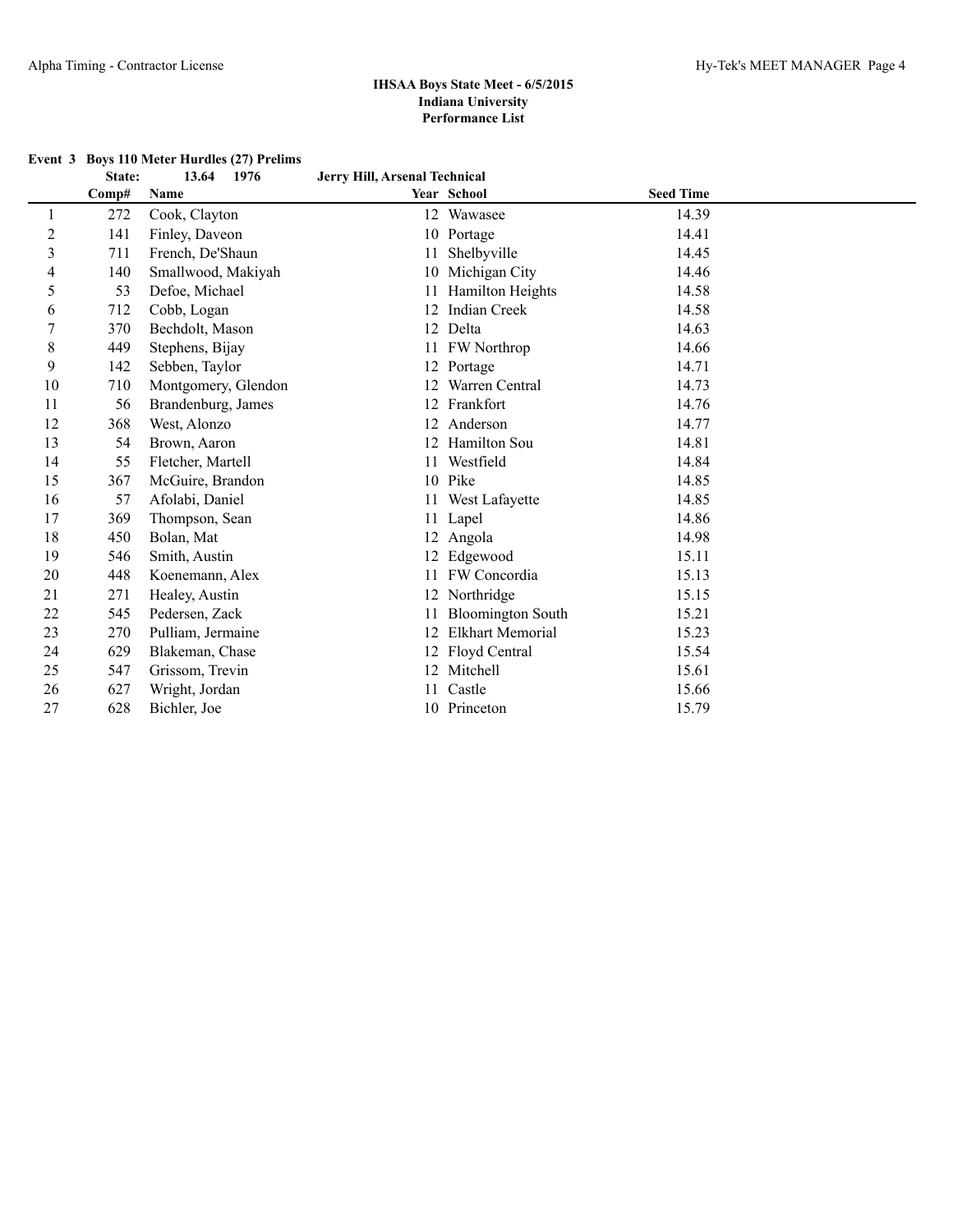## IHSAA Boys State Meet - 6/5/2015
### Indiana University
### Performance List

**Event 3 Boys 110 Meter Hurdles (27) Prelims**

**State: 13.64 1976 Jerry Hill, Arsenal Technical**

| | Comp# | Name | Year | School | Seed Time |
|---|---|---|---|---|---|
| 1 | 272 | Cook, Clayton | 12 | Wawasee | 14.39 |
| 2 | 141 | Finley, Daveon | 10 | Portage | 14.41 |
| 3 | 711 | French, De'Shaun | 11 | Shelbyville | 14.45 |
| 4 | 140 | Smallwood, Makiyah | 10 | Michigan City | 14.46 |
| 5 | 53 | Defoe, Michael | 11 | Hamilton Heights | 14.58 |
| 6 | 712 | Cobb, Logan | 12 | Indian Creek | 14.58 |
| 7 | 370 | Bechdolt, Mason | 12 | Delta | 14.63 |
| 8 | 449 | Stephens, Bijay | 11 | FW Northrop | 14.66 |
| 9 | 142 | Sebben, Taylor | 12 | Portage | 14.71 |
| 10 | 710 | Montgomery, Glendon | 12 | Warren Central | 14.73 |
| 11 | 56 | Brandenburg, James | 12 | Frankfort | 14.76 |
| 12 | 368 | West, Alonzo | 12 | Anderson | 14.77 |
| 13 | 54 | Brown, Aaron | 12 | Hamilton Sou | 14.81 |
| 14 | 55 | Fletcher, Martell | 11 | Westfield | 14.84 |
| 15 | 367 | McGuire, Brandon | 10 | Pike | 14.85 |
| 16 | 57 | Afolabi, Daniel | 11 | West Lafayette | 14.85 |
| 17 | 369 | Thompson, Sean | 11 | Lapel | 14.86 |
| 18 | 450 | Bolan, Mat | 12 | Angola | 14.98 |
| 19 | 546 | Smith, Austin | 12 | Edgewood | 15.11 |
| 20 | 448 | Koenemann, Alex | 11 | FW Concordia | 15.13 |
| 21 | 271 | Healey, Austin | 12 | Northridge | 15.15 |
| 22 | 545 | Pedersen, Zack | 11 | Bloomington South | 15.21 |
| 23 | 270 | Pulliam, Jermaine | 12 | Elkhart Memorial | 15.23 |
| 24 | 629 | Blakeman, Chase | 12 | Floyd Central | 15.54 |
| 25 | 547 | Grissom, Trevin | 12 | Mitchell | 15.61 |
| 26 | 627 | Wright, Jordan | 11 | Castle | 15.66 |
| 27 | 628 | Bichler, Joe | 10 | Princeton | 15.79 |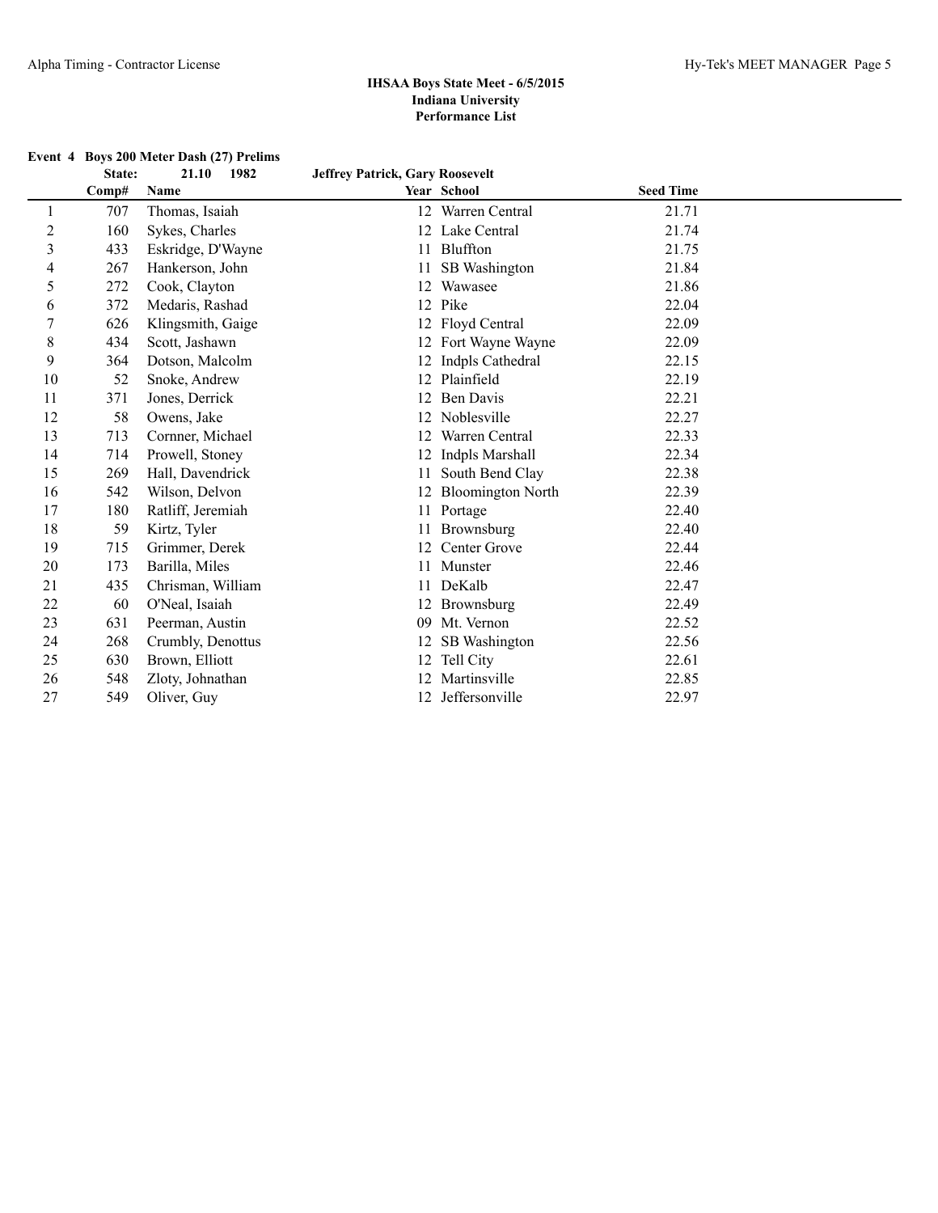## IHSAA Boys State Meet - 6/5/2015
## Indiana University
## Performance List

**Event 4 Boys 200 Meter Dash (27) Prelims**

**State: 21.10 1982 Jeffrey Patrick, Gary Roosevelt**

| | Comp# | Name | Year | School | Seed Time |
|---|---|---|---|---|---|
| 1 | 707 | Thomas, Isaiah | 12 | Warren Central | 21.71 |
| 2 | 160 | Sykes, Charles | 12 | Lake Central | 21.74 |
| 3 | 433 | Eskridge, D'Wayne | 11 | Bluffton | 21.75 |
| 4 | 267 | Hankerson, John | 11 | SB Washington | 21.84 |
| 5 | 272 | Cook, Clayton | 12 | Wawasee | 21.86 |
| 6 | 372 | Medaris, Rashad | 12 | Pike | 22.04 |
| 7 | 626 | Klingsmith, Gaige | 12 | Floyd Central | 22.09 |
| 8 | 434 | Scott, Jashawn | 12 | Fort Wayne Wayne | 22.09 |
| 9 | 364 | Dotson, Malcolm | 12 | Indpls Cathedral | 22.15 |
| 10 | 52 | Snoke, Andrew | 12 | Plainfield | 22.19 |
| 11 | 371 | Jones, Derrick | 12 | Ben Davis | 22.21 |
| 12 | 58 | Owens, Jake | 12 | Noblesville | 22.27 |
| 13 | 713 | Cornner, Michael | 12 | Warren Central | 22.33 |
| 14 | 714 | Prowell, Stoney | 12 | Indpls Marshall | 22.34 |
| 15 | 269 | Hall, Davendrick | 11 | South Bend Clay | 22.38 |
| 16 | 542 | Wilson, Delvon | 12 | Bloomington North | 22.39 |
| 17 | 180 | Ratliff, Jeremiah | 11 | Portage | 22.40 |
| 18 | 59 | Kirtz, Tyler | 11 | Brownsburg | 22.40 |
| 19 | 715 | Grimmer, Derek | 12 | Center Grove | 22.44 |
| 20 | 173 | Barilla, Miles | 11 | Munster | 22.46 |
| 21 | 435 | Chrisman, William | 11 | DeKalb | 22.47 |
| 22 | 60 | O'Neal, Isaiah | 12 | Brownsburg | 22.49 |
| 23 | 631 | Peerman, Austin | 09 | Mt. Vernon | 22.52 |
| 24 | 268 | Crumbly, Denottus | 12 | SB Washington | 22.56 |
| 25 | 630 | Brown, Elliott | 12 | Tell City | 22.61 |
| 26 | 548 | Zloty, Johnathan | 12 | Martinsville | 22.85 |
| 27 | 549 | Oliver, Guy | 12 | Jeffersonville | 22.97 |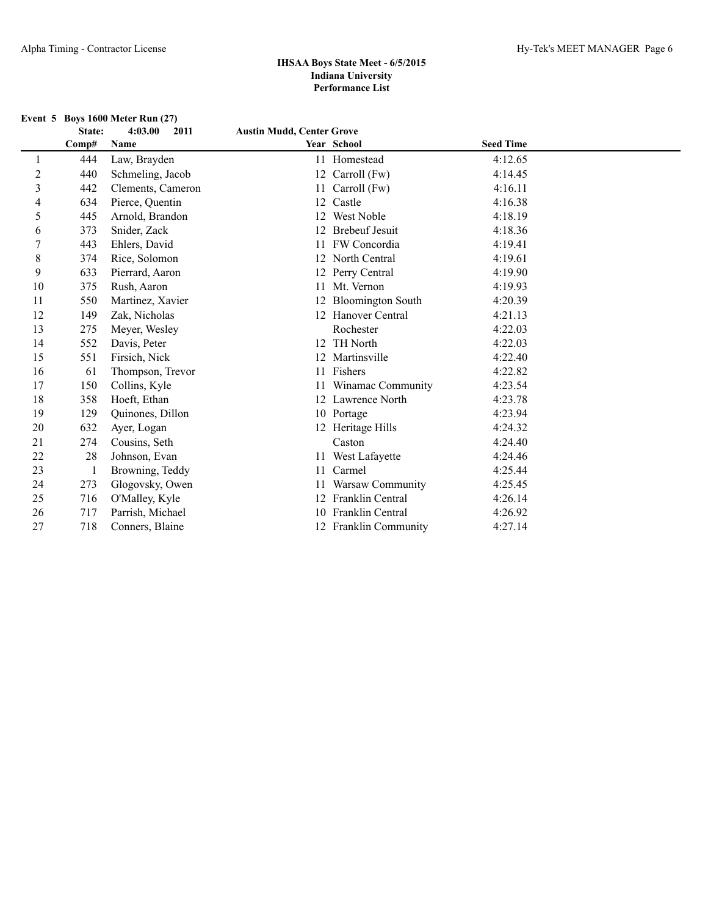**IHSAA Boys State Meet - 6/5/2015**
**Indiana University**
**Performance List**

**Event 5 Boys 1600 Meter Run (27)**

**State: 4:03.00 2011 Austin Mudd, Center Grove**

| | Comp# | Name | Year | School | Seed Time |
|---|---|---|---|---|---|
| 1 | 444 | Law, Brayden | 11 | Homestead | 4:12.65 |
| 2 | 440 | Schmeling, Jacob | 12 | Carroll (Fw) | 4:14.45 |
| 3 | 442 | Clements, Cameron | 11 | Carroll (Fw) | 4:16.11 |
| 4 | 634 | Pierce, Quentin | 12 | Castle | 4:16.38 |
| 5 | 445 | Arnold, Brandon | 12 | West Noble | 4:18.19 |
| 6 | 373 | Snider, Zack | 12 | Brebeuf Jesuit | 4:18.36 |
| 7 | 443 | Ehlers, David | 11 | FW Concordia | 4:19.41 |
| 8 | 374 | Rice, Solomon | 12 | North Central | 4:19.61 |
| 9 | 633 | Pierrard, Aaron | 12 | Perry Central | 4:19.90 |
| 10 | 375 | Rush, Aaron | 11 | Mt. Vernon | 4:19.93 |
| 11 | 550 | Martinez, Xavier | 12 | Bloomington South | 4:20.39 |
| 12 | 149 | Zak, Nicholas | 12 | Hanover Central | 4:21.13 |
| 13 | 275 | Meyer, Wesley | | Rochester | 4:22.03 |
| 14 | 552 | Davis, Peter | 12 | TH North | 4:22.03 |
| 15 | 551 | Firsich, Nick | 12 | Martinsville | 4:22.40 |
| 16 | 61 | Thompson, Trevor | 11 | Fishers | 4:22.82 |
| 17 | 150 | Collins, Kyle | 11 | Winamac Community | 4:23.54 |
| 18 | 358 | Hoeft, Ethan | 12 | Lawrence North | 4:23.78 |
| 19 | 129 | Quinones, Dillon | 10 | Portage | 4:23.94 |
| 20 | 632 | Ayer, Logan | 12 | Heritage Hills | 4:24.32 |
| 21 | 274 | Cousins, Seth | | Caston | 4:24.40 |
| 22 | 28 | Johnson, Evan | 11 | West Lafayette | 4:24.46 |
| 23 | 1 | Browning, Teddy | 11 | Carmel | 4:25.44 |
| 24 | 273 | Glogovsky, Owen | 11 | Warsaw Community | 4:25.45 |
| 25 | 716 | O'Malley, Kyle | 12 | Franklin Central | 4:26.14 |
| 26 | 717 | Parrish, Michael | 10 | Franklin Central | 4:26.92 |
| 27 | 718 | Conners, Blaine | 12 | Franklin Community | 4:27.14 |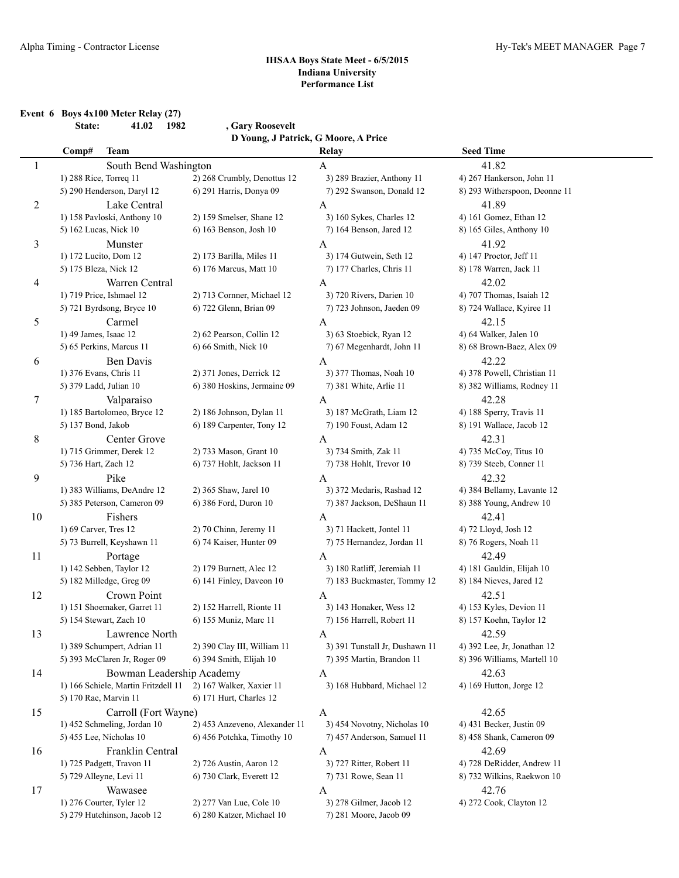**IHSAA Boys State Meet - 6/5/2015**
**Indiana University**
**Performance List**

**Event 6 Boys 4x100 Meter Relay (27)**

**State: 41.02 1982 , Gary Roosevelt**
**D Young, J Patrick, G Moore, A Price**

| Comp# | Team | Relay | Seed Time |
|---|---|---|---|
| 1 | South Bend Washington | A | 41.82 |
| | 1) 288 Rice, Torreq 11 | 2) 268 Crumbly, Denottus 12 | 3) 289 Brazier, Anthony 11 | 4) 267 Hankerson, John 11 |
| | 5) 290 Henderson, Daryl 12 | 6) 291 Harris, Donya 09 | 7) 292 Swanson, Donald 12 | 8) 293 Witherspoon, Deonne 11 |
| 2 | Lake Central | A | 41.89 |
| | 1) 158 Pavloski, Anthony 10 | 2) 159 Smelser, Shane 12 | 3) 160 Sykes, Charles 12 | 4) 161 Gomez, Ethan 12 |
| | 5) 162 Lucas, Nick 10 | 6) 163 Benson, Josh 10 | 7) 164 Benson, Jared 12 | 8) 165 Giles, Anthony 10 |
| 3 | Munster | A | 41.92 |
| | 1) 172 Lucito, Dom 12 | 2) 173 Barilla, Miles 11 | 3) 174 Gutwein, Seth 12 | 4) 147 Proctor, Jeff 11 |
| | 5) 175 Bleza, Nick 12 | 6) 176 Marcus, Matt 10 | 7) 177 Charles, Chris 11 | 8) 178 Warren, Jack 11 |
| 4 | Warren Central | A | 42.02 |
| | 1) 719 Price, Ishmael 12 | 2) 713 Cornner, Michael 12 | 3) 720 Rivers, Darien 10 | 4) 707 Thomas, Isaiah 12 |
| | 5) 721 Byrdsong, Bryce 10 | 6) 722 Glenn, Brian 09 | 7) 723 Johnson, Jaeden 09 | 8) 724 Wallace, Kyiree 11 |
| 5 | Carmel | A | 42.15 |
| | 1) 49 James, Isaac 12 | 2) 62 Pearson, Collin 12 | 3) 63 Stoebick, Ryan 12 | 4) 64 Walker, Jalen 10 |
| | 5) 65 Perkins, Marcus 11 | 6) 66 Smith, Nick 10 | 7) 67 Megenhardt, John 11 | 8) 68 Brown-Baez, Alex 09 |
| 6 | Ben Davis | A | 42.22 |
| | 1) 376 Evans, Chris 11 | 2) 371 Jones, Derrick 12 | 3) 377 Thomas, Noah 10 | 4) 378 Powell, Christian 11 |
| | 5) 379 Ladd, Julian 10 | 6) 380 Hoskins, Jermaine 09 | 7) 381 White, Arlie 11 | 8) 382 Williams, Rodney 11 |
| 7 | Valparaiso | A | 42.28 |
| | 1) 185 Bartolomeo, Bryce 12 | 2) 186 Johnson, Dylan 11 | 3) 187 McGrath, Liam 12 | 4) 188 Sperry, Travis 11 |
| | 5) 137 Bond, Jakob | 6) 189 Carpenter, Tony 12 | 7) 190 Foust, Adam 12 | 8) 191 Wallace, Jacob 12 |
| 8 | Center Grove | A | 42.31 |
| | 1) 715 Grimmer, Derek 12 | 2) 733 Mason, Grant 10 | 3) 734 Smith, Zak 11 | 4) 735 McCoy, Titus 10 |
| | 5) 736 Hart, Zach 12 | 6) 737 Hohlt, Jackson 11 | 7) 738 Hohlt, Trevor 10 | 8) 739 Steeb, Conner 11 |
| 9 | Pike | A | 42.32 |
| | 1) 383 Williams, DeAndre 12 | 2) 365 Shaw, Jarel 10 | 3) 372 Medaris, Rashad 12 | 4) 384 Bellamy, Lavante 12 |
| | 5) 385 Peterson, Cameron 09 | 6) 386 Ford, Duron 10 | 7) 387 Jackson, DeShaun 11 | 8) 388 Young, Andrew 10 |
| 10 | Fishers | A | 42.41 |
| | 1) 69 Carver, Tres 12 | 2) 70 Chinn, Jeremy 11 | 3) 71 Hackett, Jontel 11 | 4) 72 Lloyd, Josh 12 |
| | 5) 73 Burrell, Keyshawn 11 | 6) 74 Kaiser, Hunter 09 | 7) 75 Hernandez, Jordan 11 | 8) 76 Rogers, Noah 11 |
| 11 | Portage | A | 42.49 |
| | 1) 142 Sebben, Taylor 12 | 2) 179 Burnett, Alec 12 | 3) 180 Ratliff, Jeremiah 11 | 4) 181 Gauldin, Elijah 10 |
| | 5) 182 Milledge, Greg 09 | 6) 141 Finley, Daveon 10 | 7) 183 Buckmaster, Tommy 12 | 8) 184 Nieves, Jared 12 |
| 12 | Crown Point | A | 42.51 |
| | 1) 151 Shoemaker, Garret 11 | 2) 152 Harrell, Rionte 11 | 3) 143 Honaker, Wess 12 | 4) 153 Kyles, Devion 11 |
| | 5) 154 Stewart, Zach 10 | 6) 155 Muniz, Marc 11 | 7) 156 Harrell, Robert 11 | 8) 157 Koehn, Taylor 12 |
| 13 | Lawrence North | A | 42.59 |
| | 1) 389 Schumpert, Adrian 11 | 2) 390 Clay III, William 11 | 3) 391 Tunstall Jr, Dushawn 11 | 4) 392 Lee, Jr, Jonathan 12 |
| | 5) 393 McClaren Jr, Roger 09 | 6) 394 Smith, Elijah 10 | 7) 395 Martin, Brandon 11 | 8) 396 Williams, Martell 10 |
| 14 | Bowman Leadership Academy | A | 42.63 |
| | 1) 166 Schiele, Martin Fritzdell 11 | 2) 167 Walker, Xaxier 11 | 3) 168 Hubbard, Michael 12 | 4) 169 Hutton, Jorge 12 |
| | 5) 170 Rae, Marvin 11 | 6) 171 Hurt, Charles 12 | | |
| 15 | Carroll (Fort Wayne) | A | 42.65 |
| | 1) 452 Schmeling, Jordan 10 | 2) 453 Anzeveno, Alexander 11 | 3) 454 Novotny, Nicholas 10 | 4) 431 Becker, Justin 09 |
| | 5) 455 Lee, Nicholas 10 | 6) 456 Potchka, Timothy 10 | 7) 457 Anderson, Samuel 11 | 8) 458 Shank, Cameron 09 |
| 16 | Franklin Central | A | 42.69 |
| | 1) 725 Padgett, Travon 11 | 2) 726 Austin, Aaron 12 | 3) 727 Ritter, Robert 11 | 4) 728 DeRidder, Andrew 11 |
| | 5) 729 Alleyne, Levi 11 | 6) 730 Clark, Everett 12 | 7) 731 Rowe, Sean 11 | 8) 732 Wilkins, Raekwon 10 |
| 17 | Wawasee | A | 42.76 |
| | 1) 276 Courter, Tyler 12 | 2) 277 Van Lue, Cole 10 | 3) 278 Gilmer, Jacob 12 | 4) 272 Cook, Clayton 12 |
| | 5) 279 Hutchinson, Jacob 12 | 6) 280 Katzer, Michael 10 | 7) 281 Moore, Jacob 09 | |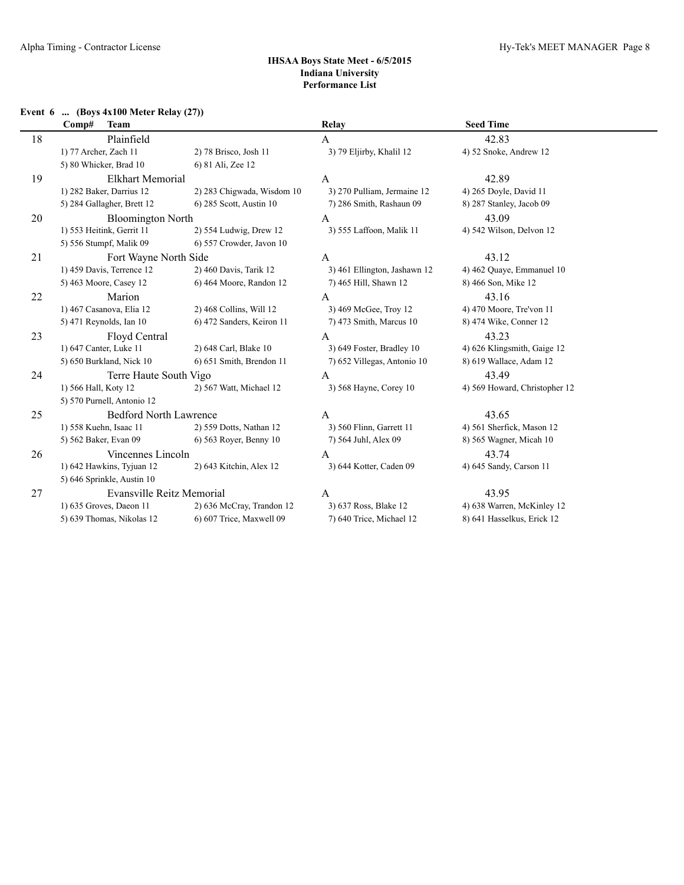### Event 6 ... (Boys 4x100 Meter Relay (27))

| Comp# | Team | | Relay | Seed Time |
|---|---|---|---|---|
| 18 | Plainfield | | A | 42.83 |
| | 1) 77 Archer, Zach 11 | 2) 78 Brisco, Josh 11 | 3) 79 Eljirby, Khalil 12 | 4) 52 Snoke, Andrew 12 |
| | 5) 80 Whicker, Brad 10 | 6) 81 Ali, Zee 12 | | |
| 19 | Elkhart Memorial | | A | 42.89 |
| | 1) 282 Baker, Darrius 12 | 2) 283 Chigwada, Wisdom 10 | 3) 270 Pulliam, Jermaine 12 | 4) 265 Doyle, David 11 |
| | 5) 284 Gallagher, Brett 12 | 6) 285 Scott, Austin 10 | 7) 286 Smith, Rashaun 09 | 8) 287 Stanley, Jacob 09 |
| 20 | Bloomington North | | A | 43.09 |
| | 1) 553 Heitink, Gerrit 11 | 2) 554 Ludwig, Drew 12 | 3) 555 Laffoon, Malik 11 | 4) 542 Wilson, Delvon 12 |
| | 5) 556 Stumpf, Malik 09 | 6) 557 Crowder, Javon 10 | | |
| 21 | Fort Wayne North Side | | A | 43.12 |
| | 1) 459 Davis, Terrence 12 | 2) 460 Davis, Tarik 12 | 3) 461 Ellington, Jashawn 12 | 4) 462 Quaye, Emmanuel 10 |
| | 5) 463 Moore, Casey 12 | 6) 464 Moore, Randon 12 | 7) 465 Hill, Shawn 12 | 8) 466 Son, Mike 12 |
| 22 | Marion | | A | 43.16 |
| | 1) 467 Casanova, Elia 12 | 2) 468 Collins, Will 12 | 3) 469 McGee, Troy 12 | 4) 470 Moore, Tre'von 11 |
| | 5) 471 Reynolds, Ian 10 | 6) 472 Sanders, Keiron 11 | 7) 473 Smith, Marcus 10 | 8) 474 Wike, Conner 12 |
| 23 | Floyd Central | | A | 43.23 |
| | 1) 647 Canter, Luke 11 | 2) 648 Carl, Blake 10 | 3) 649 Foster, Bradley 10 | 4) 626 Klingsmith, Gaige 12 |
| | 5) 650 Burkland, Nick 10 | 6) 651 Smith, Brendon 11 | 7) 652 Villegas, Antonio 10 | 8) 619 Wallace, Adam 12 |
| 24 | Terre Haute South Vigo | | A | 43.49 |
| | 1) 566 Hall, Koty 12 | 2) 567 Watt, Michael 12 | 3) 568 Hayne, Corey 10 | 4) 569 Howard, Christopher 12 |
| | 5) 570 Purnell, Antonio 12 | | | |
| 25 | Bedford North Lawrence | | A | 43.65 |
| | 1) 558 Kuehn, Isaac 11 | 2) 559 Dotts, Nathan 12 | 3) 560 Flinn, Garrett 11 | 4) 561 Sherfick, Mason 12 |
| | 5) 562 Baker, Evan 09 | 6) 563 Royer, Benny 10 | 7) 564 Juhl, Alex 09 | 8) 565 Wagner, Micah 10 |
| 26 | Vincennes Lincoln | | A | 43.74 |
| | 1) 642 Hawkins, Tyjuan 12 | 2) 643 Kitchin, Alex 12 | 3) 644 Kotter, Caden 09 | 4) 645 Sandy, Carson 11 |
| | 5) 646 Sprinkle, Austin 10 | | | |
| 27 | Evansville Reitz Memorial | | A | 43.95 |
| | 1) 635 Groves, Daeon 11 | 2) 636 McCray, Trandon 12 | 3) 637 Ross, Blake 12 | 4) 638 Warren, McKinley 12 |
| | 5) 639 Thomas, Nikolas 12 | 6) 607 Trice, Maxwell 09 | 7) 640 Trice, Michael 12 | 8) 641 Hasselkus, Erick 12 |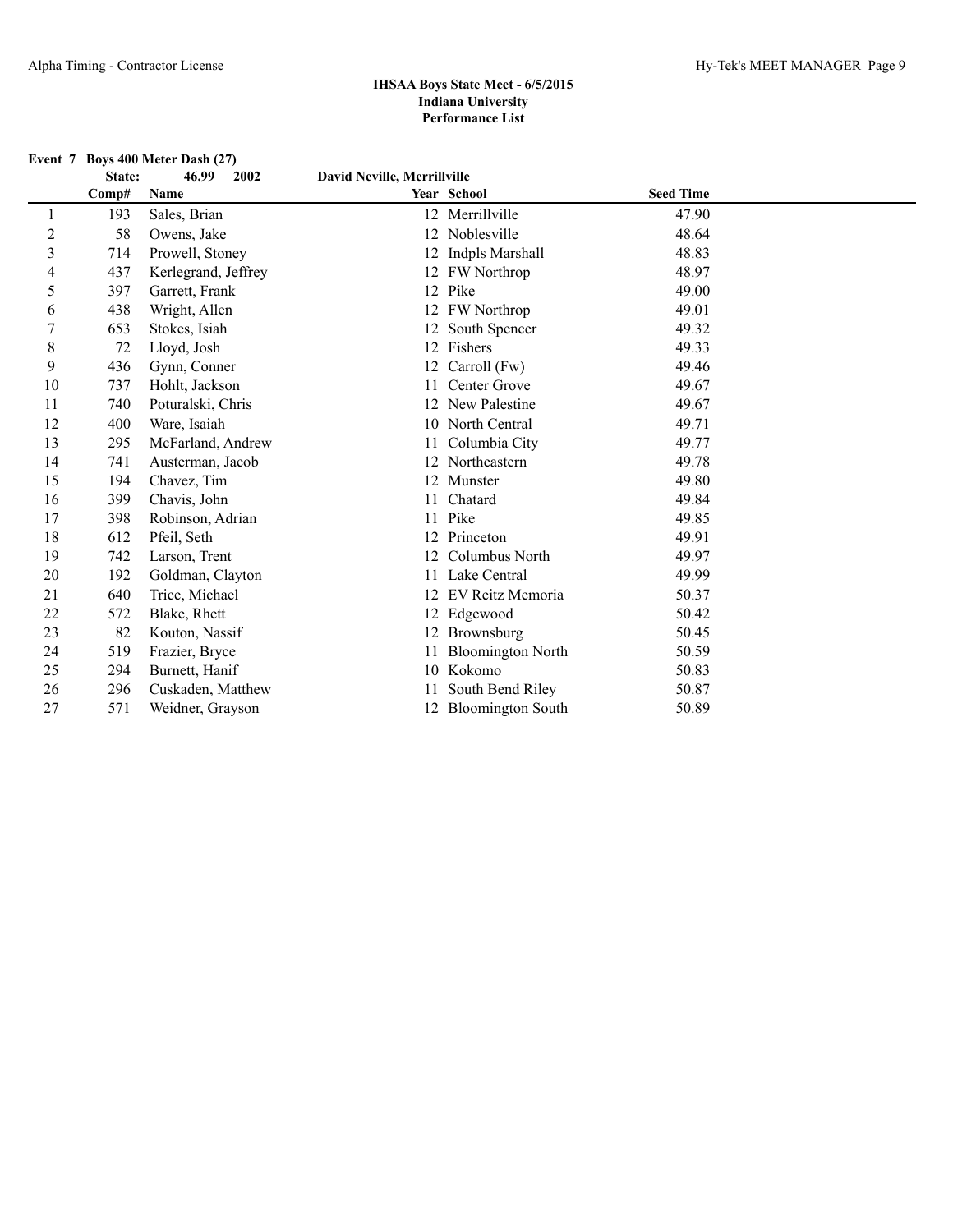**IHSAA Boys State Meet - 6/5/2015**
**Indiana University**
**Performance List**

**Event 7 Boys 400 Meter Dash (27)**

**State: 46.99 2002 David Neville, Merrillville**

| | Comp# | Name | Year | School | Seed Time |
|---|---|---|---|---|---|
| 1 | 193 | Sales, Brian | 12 | Merrillville | 47.90 |
| 2 | 58 | Owens, Jake | 12 | Noblesville | 48.64 |
| 3 | 714 | Prowell, Stoney | 12 | Indpls Marshall | 48.83 |
| 4 | 437 | Kerlegrand, Jeffrey | 12 | FW Northrop | 48.97 |
| 5 | 397 | Garrett, Frank | 12 | Pike | 49.00 |
| 6 | 438 | Wright, Allen | 12 | FW Northrop | 49.01 |
| 7 | 653 | Stokes, Isiah | 12 | South Spencer | 49.32 |
| 8 | 72 | Lloyd, Josh | 12 | Fishers | 49.33 |
| 9 | 436 | Gynn, Conner | 12 | Carroll (Fw) | 49.46 |
| 10 | 737 | Hohlt, Jackson | 11 | Center Grove | 49.67 |
| 11 | 740 | Poturalski, Chris | 12 | New Palestine | 49.67 |
| 12 | 400 | Ware, Isaiah | 10 | North Central | 49.71 |
| 13 | 295 | McFarland, Andrew | 11 | Columbia City | 49.77 |
| 14 | 741 | Austerman, Jacob | 12 | Northeastern | 49.78 |
| 15 | 194 | Chavez, Tim | 12 | Munster | 49.80 |
| 16 | 399 | Chavis, John | 11 | Chatard | 49.84 |
| 17 | 398 | Robinson, Adrian | 11 | Pike | 49.85 |
| 18 | 612 | Pfeil, Seth | 12 | Princeton | 49.91 |
| 19 | 742 | Larson, Trent | 12 | Columbus North | 49.97 |
| 20 | 192 | Goldman, Clayton | 11 | Lake Central | 49.99 |
| 21 | 640 | Trice, Michael | 12 | EV Reitz Memoria | 50.37 |
| 22 | 572 | Blake, Rhett | 12 | Edgewood | 50.42 |
| 23 | 82 | Kouton, Nassif | 12 | Brownsburg | 50.45 |
| 24 | 519 | Frazier, Bryce | 11 | Bloomington North | 50.59 |
| 25 | 294 | Burnett, Hanif | 10 | Kokomo | 50.83 |
| 26 | 296 | Cuskaden, Matthew | 11 | South Bend Riley | 50.87 |
| 27 | 571 | Weidner, Grayson | 12 | Bloomington South | 50.89 |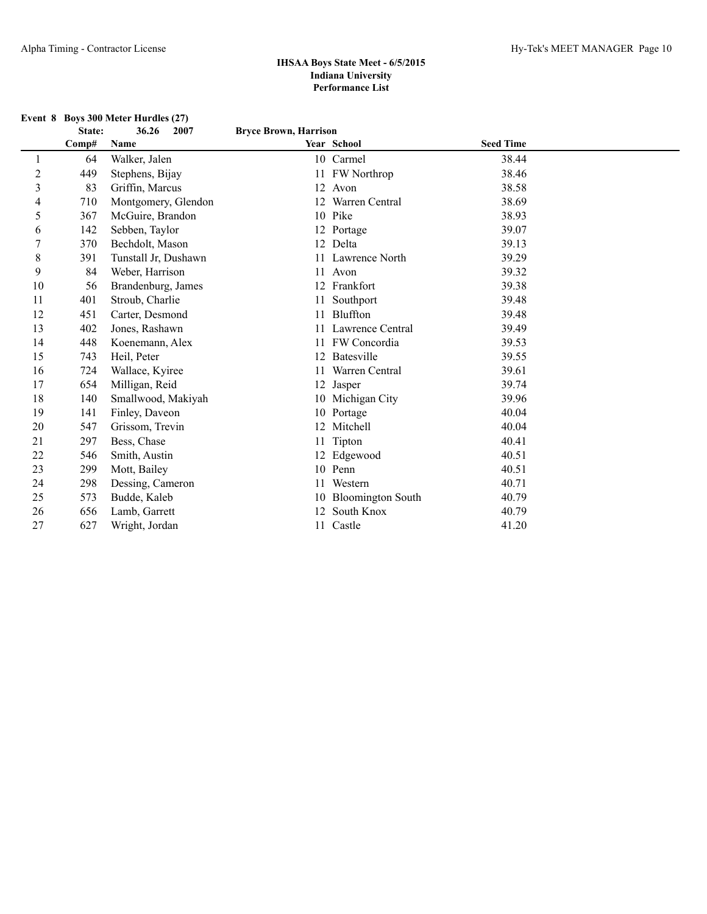## IHSAA Boys State Meet - 6/5/2015
**Indiana University**
**Performance List**

### Event 8 Boys 300 Meter Hurdles (27)

State: 36.26 2007 Bryce Brown, Harrison

| | Comp# | Name | Year | School | Seed Time |
|---|---|---|---|---|---|
| 1 | 64 | Walker, Jalen | 10 | Carmel | 38.44 |
| 2 | 449 | Stephens, Bijay | 11 | FW Northrop | 38.46 |
| 3 | 83 | Griffin, Marcus | 12 | Avon | 38.58 |
| 4 | 710 | Montgomery, Glendon | 12 | Warren Central | 38.69 |
| 5 | 367 | McGuire, Brandon | 10 | Pike | 38.93 |
| 6 | 142 | Sebben, Taylor | 12 | Portage | 39.07 |
| 7 | 370 | Bechdolt, Mason | 12 | Delta | 39.13 |
| 8 | 391 | Tunstall Jr, Dushawn | 11 | Lawrence North | 39.29 |
| 9 | 84 | Weber, Harrison | 11 | Avon | 39.32 |
| 10 | 56 | Brandenburg, James | 12 | Frankfort | 39.38 |
| 11 | 401 | Stroub, Charlie | 11 | Southport | 39.48 |
| 12 | 451 | Carter, Desmond | 11 | Bluffton | 39.48 |
| 13 | 402 | Jones, Rashawn | 11 | Lawrence Central | 39.49 |
| 14 | 448 | Koenemann, Alex | 11 | FW Concordia | 39.53 |
| 15 | 743 | Heil, Peter | 12 | Batesville | 39.55 |
| 16 | 724 | Wallace, Kyiree | 11 | Warren Central | 39.61 |
| 17 | 654 | Milligan, Reid | 12 | Jasper | 39.74 |
| 18 | 140 | Smallwood, Makiyah | 10 | Michigan City | 39.96 |
| 19 | 141 | Finley, Daveon | 10 | Portage | 40.04 |
| 20 | 547 | Grissom, Trevin | 12 | Mitchell | 40.04 |
| 21 | 297 | Bess, Chase | 11 | Tipton | 40.41 |
| 22 | 546 | Smith, Austin | 12 | Edgewood | 40.51 |
| 23 | 299 | Mott, Bailey | 10 | Penn | 40.51 |
| 24 | 298 | Dessing, Cameron | 11 | Western | 40.71 |
| 25 | 573 | Budde, Kaleb | 10 | Bloomington South | 40.79 |
| 26 | 656 | Lamb, Garrett | 12 | South Knox | 40.79 |
| 27 | 627 | Wright, Jordan | 11 | Castle | 41.20 |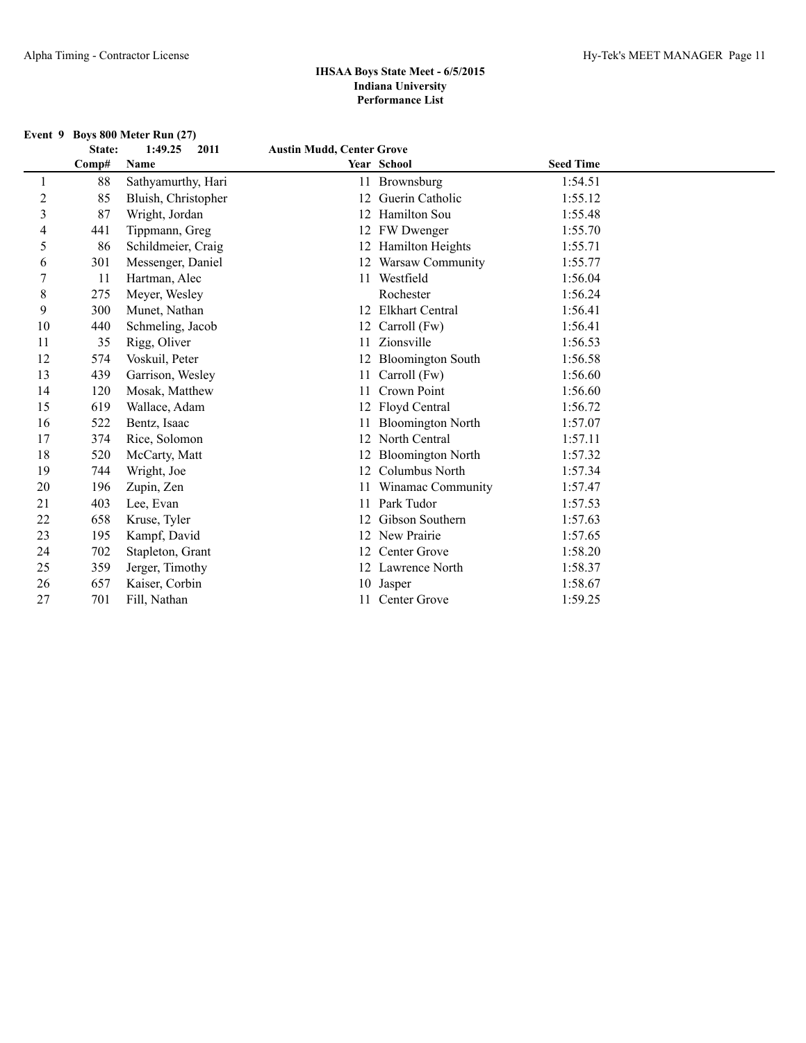## IHSAA Boys State Meet - 6/5/2015
## Indiana University
## Performance List

**Event 9 Boys 800 Meter Run (27)**

**State: 1:49.25 2011 Austin Mudd, Center Grove**

| | Comp# | Name | Year | School | Seed Time |
|---|---|---|---|---|---|
| 1 | 88 | Sathyamurthy, Hari | 11 | Brownsburg | 1:54.51 |
| 2 | 85 | Bluish, Christopher | 12 | Guerin Catholic | 1:55.12 |
| 3 | 87 | Wright, Jordan | 12 | Hamilton Sou | 1:55.48 |
| 4 | 441 | Tippmann, Greg | 12 | FW Dwenger | 1:55.70 |
| 5 | 86 | Schildmeier, Craig | 12 | Hamilton Heights | 1:55.71 |
| 6 | 301 | Messenger, Daniel | 12 | Warsaw Community | 1:55.77 |
| 7 | 11 | Hartman, Alec | 11 | Westfield | 1:56.04 |
| 8 | 275 | Meyer, Wesley | | Rochester | 1:56.24 |
| 9 | 300 | Munet, Nathan | 12 | Elkhart Central | 1:56.41 |
| 10 | 440 | Schmeling, Jacob | 12 | Carroll (Fw) | 1:56.41 |
| 11 | 35 | Rigg, Oliver | 11 | Zionsville | 1:56.53 |
| 12 | 574 | Voskuil, Peter | 12 | Bloomington South | 1:56.58 |
| 13 | 439 | Garrison, Wesley | 11 | Carroll (Fw) | 1:56.60 |
| 14 | 120 | Mosak, Matthew | 11 | Crown Point | 1:56.60 |
| 15 | 619 | Wallace, Adam | 12 | Floyd Central | 1:56.72 |
| 16 | 522 | Bentz, Isaac | 11 | Bloomington North | 1:57.07 |
| 17 | 374 | Rice, Solomon | 12 | North Central | 1:57.11 |
| 18 | 520 | McCarty, Matt | 12 | Bloomington North | 1:57.32 |
| 19 | 744 | Wright, Joe | 12 | Columbus North | 1:57.34 |
| 20 | 196 | Zupin, Zen | 11 | Winamac Community | 1:57.47 |
| 21 | 403 | Lee, Evan | 11 | Park Tudor | 1:57.53 |
| 22 | 658 | Kruse, Tyler | 12 | Gibson Southern | 1:57.63 |
| 23 | 195 | Kampf, David | 12 | New Prairie | 1:57.65 |
| 24 | 702 | Stapleton, Grant | 12 | Center Grove | 1:58.20 |
| 25 | 359 | Jerger, Timothy | 12 | Lawrence North | 1:58.37 |
| 26 | 657 | Kaiser, Corbin | 10 | Jasper | 1:58.67 |
| 27 | 701 | Fill, Nathan | 11 | Center Grove | 1:59.25 |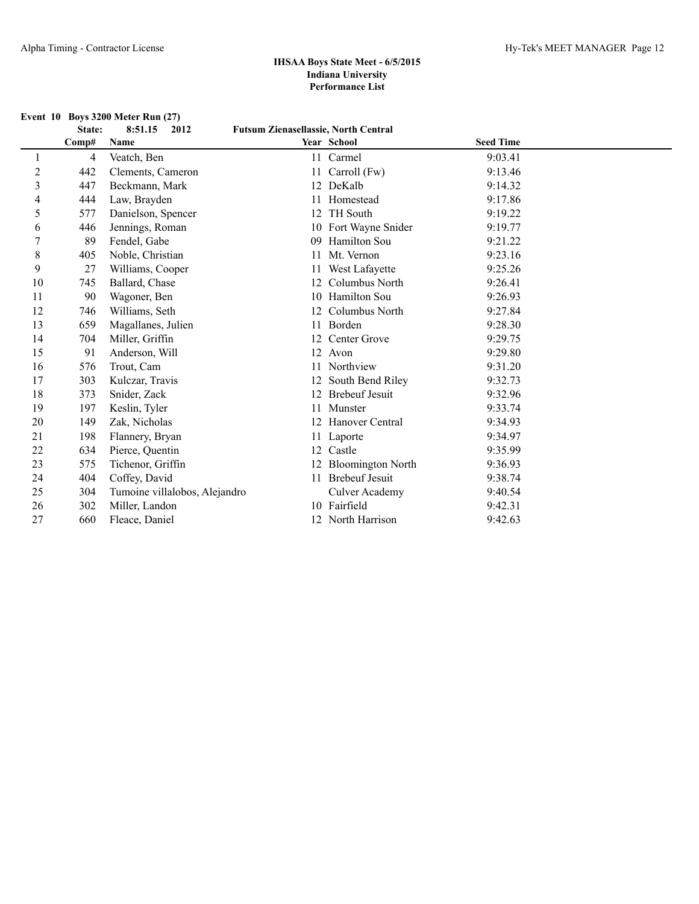**IHSAA Boys State Meet - 6/5/2015**
**Indiana University**
**Performance List**

**Event 10 Boys 3200 Meter Run (27)**

**State: 8:51.15 2012 Futsum Zienasellassie, North Central**

| | Comp# | Name | Year | School | Seed Time |
|---|---|---|---|---|---|
| 1 | 4 | Veatch, Ben | 11 | Carmel | 9:03.41 |
| 2 | 442 | Clements, Cameron | 11 | Carroll (Fw) | 9:13.46 |
| 3 | 447 | Beckmann, Mark | 12 | DeKalb | 9:14.32 |
| 4 | 444 | Law, Brayden | 11 | Homestead | 9:17.86 |
| 5 | 577 | Danielson, Spencer | 12 | TH South | 9:19.22 |
| 6 | 446 | Jennings, Roman | 10 | Fort Wayne Snider | 9:19.77 |
| 7 | 89 | Fendel, Gabe | 09 | Hamilton Sou | 9:21.22 |
| 8 | 405 | Noble, Christian | 11 | Mt. Vernon | 9:23.16 |
| 9 | 27 | Williams, Cooper | 11 | West Lafayette | 9:25.26 |
| 10 | 745 | Ballard, Chase | 12 | Columbus North | 9:26.41 |
| 11 | 90 | Wagoner, Ben | 10 | Hamilton Sou | 9:26.93 |
| 12 | 746 | Williams, Seth | 12 | Columbus North | 9:27.84 |
| 13 | 659 | Magallanes, Julien | 11 | Borden | 9:28.30 |
| 14 | 704 | Miller, Griffin | 12 | Center Grove | 9:29.75 |
| 15 | 91 | Anderson, Will | 12 | Avon | 9:29.80 |
| 16 | 576 | Trout, Cam | 11 | Northview | 9:31.20 |
| 17 | 303 | Kulczar, Travis | 12 | South Bend Riley | 9:32.73 |
| 18 | 373 | Snider, Zack | 12 | Brebeuf Jesuit | 9:32.96 |
| 19 | 197 | Keslin, Tyler | 11 | Munster | 9:33.74 |
| 20 | 149 | Zak, Nicholas | 12 | Hanover Central | 9:34.93 |
| 21 | 198 | Flannery, Bryan | 11 | Laporte | 9:34.97 |
| 22 | 634 | Pierce, Quentin | 12 | Castle | 9:35.99 |
| 23 | 575 | Tichenor, Griffin | 12 | Bloomington North | 9:36.93 |
| 24 | 404 | Coffey, David | 11 | Brebeuf Jesuit | 9:38.74 |
| 25 | 304 | Tumoine villalobos, Alejandro | | Culver Academy | 9:40.54 |
| 26 | 302 | Miller, Landon | 10 | Fairfield | 9:42.31 |
| 27 | 660 | Fleace, Daniel | 12 | North Harrison | 9:42.63 |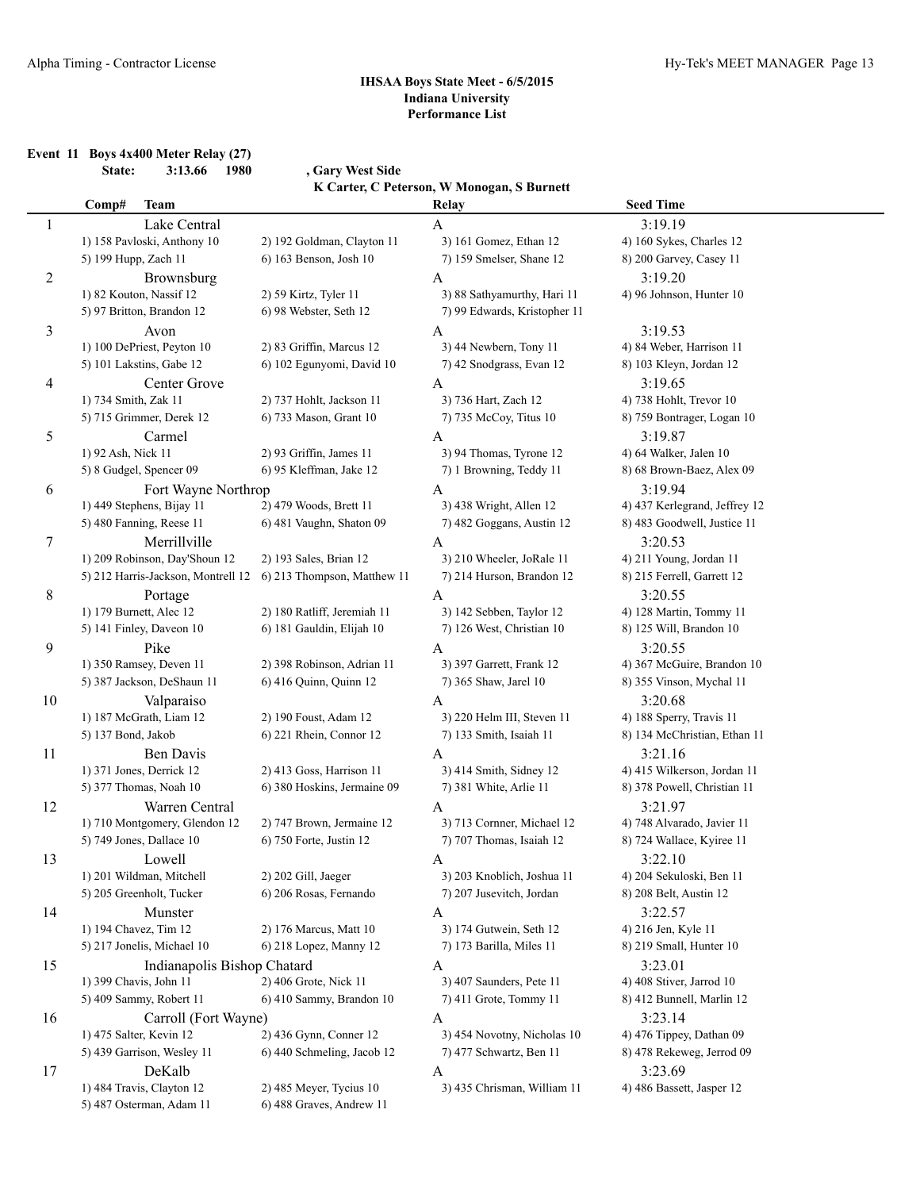## IHSAA Boys State Meet - 6/5/2015
### Indiana University
### Performance List

**Event 11 Boys 4x400 Meter Relay (27)**

**State: 3:13.66 1980 , Gary West Side**
**K Carter, C Peterson, W Monogan, S Burnett**

| Comp# | Team | | Relay | Seed Time |
|---|---|---|---|---|
| 1 | Lake Central | | A | 3:19.19 |
| | 1) 158 Pavloski, Anthony 10 | 2) 192 Goldman, Clayton 11 | 3) 161 Gomez, Ethan 12 | 4) 160 Sykes, Charles 12 |
| | 5) 199 Hupp, Zach 11 | 6) 163 Benson, Josh 10 | 7) 159 Smelser, Shane 12 | 8) 200 Garvey, Casey 11 |
| 2 | Brownsburg | | A | 3:19.20 |
| | 1) 82 Kouton, Nassif 12 | 2) 59 Kirtz, Tyler 11 | 3) 88 Sathyamurthy, Hari 11 | 4) 96 Johnson, Hunter 10 |
| | 5) 97 Britton, Brandon 12 | 6) 98 Webster, Seth 12 | 7) 99 Edwards, Kristopher 11 | |
| 3 | Avon | | A | 3:19.53 |
| | 1) 100 DePriest, Peyton 10 | 2) 83 Griffin, Marcus 12 | 3) 44 Newbern, Tony 11 | 4) 84 Weber, Harrison 11 |
| | 5) 101 Lakstins, Gabe 12 | 6) 102 Egunyomi, David 10 | 7) 42 Snodgrass, Evan 12 | 8) 103 Kleyn, Jordan 12 |
| 4 | Center Grove | | A | 3:19.65 |
| | 1) 734 Smith, Zak 11 | 2) 737 Hohlt, Jackson 11 | 3) 736 Hart, Zach 12 | 4) 738 Hohlt, Trevor 10 |
| | 5) 715 Grimmer, Derek 12 | 6) 733 Mason, Grant 10 | 7) 735 McCoy, Titus 10 | 8) 759 Bontrager, Logan 10 |
| 5 | Carmel | | A | 3:19.87 |
| | 1) 92 Ash, Nick 11 | 2) 93 Griffin, James 11 | 3) 94 Thomas, Tyrone 12 | 4) 64 Walker, Jalen 10 |
| | 5) 8 Gudgel, Spencer 09 | 6) 95 Kleffman, Jake 12 | 7) 1 Browning, Teddy 11 | 8) 68 Brown-Baez, Alex 09 |
| 6 | Fort Wayne Northrop | | A | 3:19.94 |
| | 1) 449 Stephens, Bijay 11 | 2) 479 Woods, Brett 11 | 3) 438 Wright, Allen 12 | 4) 437 Kerlegrand, Jeffrey 12 |
| | 5) 480 Fanning, Reese 11 | 6) 481 Vaughn, Shaton 09 | 7) 482 Goggans, Austin 12 | 8) 483 Goodwell, Justice 11 |
| 7 | Merrillville | | A | 3:20.53 |
| | 1) 209 Robinson, Day'Shoun 12 | 2) 193 Sales, Brian 12 | 3) 210 Wheeler, JoRale 11 | 4) 211 Young, Jordan 11 |
| | 5) 212 Harris-Jackson, Montrell 12 | 6) 213 Thompson, Matthew 11 | 7) 214 Hurson, Brandon 12 | 8) 215 Ferrell, Garrett 12 |
| 8 | Portage | | A | 3:20.55 |
| | 1) 179 Burnett, Alec 12 | 2) 180 Ratliff, Jeremiah 11 | 3) 142 Sebben, Taylor 12 | 4) 128 Martin, Tommy 11 |
| | 5) 141 Finley, Daveon 10 | 6) 181 Gauldin, Elijah 10 | 7) 126 West, Christian 10 | 8) 125 Will, Brandon 10 |
| 9 | Pike | | A | 3:20.55 |
| | 1) 350 Ramsey, Deven 11 | 2) 398 Robinson, Adrian 11 | 3) 397 Garrett, Frank 12 | 4) 367 McGuire, Brandon 10 |
| | 5) 387 Jackson, DeShaun 11 | 6) 416 Quinn, Quinn 12 | 7) 365 Shaw, Jarel 10 | 8) 355 Vinson, Mychal 11 |
| 10 | Valparaiso | | A | 3:20.68 |
| | 1) 187 McGrath, Liam 12 | 2) 190 Foust, Adam 12 | 3) 220 Helm III, Steven 11 | 4) 188 Sperry, Travis 11 |
| | 5) 137 Bond, Jakob | 6) 221 Rhein, Connor 12 | 7) 133 Smith, Isaiah 11 | 8) 134 McChristian, Ethan 11 |
| 11 | Ben Davis | | A | 3:21.16 |
| | 1) 371 Jones, Derrick 12 | 2) 413 Goss, Harrison 11 | 3) 414 Smith, Sidney 12 | 4) 415 Wilkerson, Jordan 11 |
| | 5) 377 Thomas, Noah 10 | 6) 380 Hoskins, Jermaine 09 | 7) 381 White, Arlie 11 | 8) 378 Powell, Christian 11 |
| 12 | Warren Central | | A | 3:21.97 |
| | 1) 710 Montgomery, Glendon 12 | 2) 747 Brown, Jermaine 12 | 3) 713 Cornner, Michael 12 | 4) 748 Alvarado, Javier 11 |
| | 5) 749 Jones, Dallace 10 | 6) 750 Forte, Justin 12 | 7) 707 Thomas, Isaiah 12 | 8) 724 Wallace, Kyiree 11 |
| 13 | Lowell | | A | 3:22.10 |
| | 1) 201 Wildman, Mitchell | 2) 202 Gill, Jaeger | 3) 203 Knoblich, Joshua 11 | 4) 204 Sekuloski, Ben 11 |
| | 5) 205 Greenholt, Tucker | 6) 206 Rosas, Fernando | 7) 207 Jusevitch, Jordan | 8) 208 Belt, Austin 12 |
| 14 | Munster | | A | 3:22.57 |
| | 1) 194 Chavez, Tim 12 | 2) 176 Marcus, Matt 10 | 3) 174 Gutwein, Seth 12 | 4) 216 Jen, Kyle 11 |
| | 5) 217 Jonelis, Michael 10 | 6) 218 Lopez, Manny 12 | 7) 173 Barilla, Miles 11 | 8) 219 Small, Hunter 10 |
| 15 | Indianapolis Bishop Chatard | | A | 3:23.01 |
| | 1) 399 Chavis, John 11 | 2) 406 Grote, Nick 11 | 3) 407 Saunders, Pete 11 | 4) 408 Stiver, Jarrod 10 |
| | 5) 409 Sammy, Robert 11 | 6) 410 Sammy, Brandon 10 | 7) 411 Grote, Tommy 11 | 8) 412 Bunnell, Marlin 12 |
| 16 | Carroll (Fort Wayne) | | A | 3:23.14 |
| | 1) 475 Salter, Kevin 12 | 2) 436 Gynn, Conner 12 | 3) 454 Novotny, Nicholas 10 | 4) 476 Tippey, Dathan 09 |
| | 5) 439 Garrison, Wesley 11 | 6) 440 Schmeling, Jacob 12 | 7) 477 Schwartz, Ben 11 | 8) 478 Rekeweg, Jerrod 09 |
| 17 | DeKalb | | A | 3:23.69 |
| | 1) 484 Travis, Clayton 12 | 2) 485 Meyer, Tycius 10 | 3) 435 Chrisman, William 11 | 4) 486 Bassett, Jasper 12 |
| | 5) 487 Osterman, Adam 11 | 6) 488 Graves, Andrew 11 | | |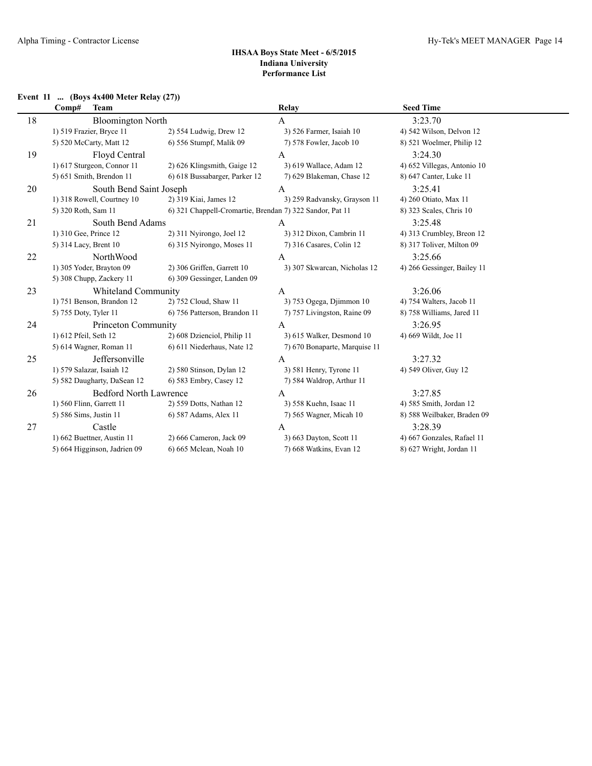# IHSAA Boys State Meet - 6/5/2015
## Indiana University
## Performance List

### Event 11 ... (Boys 4x400 Meter Relay (27))

| Comp# | Team | | Relay | Seed Time |
|---|---|---|---|---|
| 18 | Bloomington North | | A | 3:23.70 |
| | 1) 519 Frazier, Bryce 11 | 2) 554 Ludwig, Drew 12 | 3) 526 Farmer, Isaiah 10 | 4) 542 Wilson, Delvon 12 |
| | 5) 520 McCarty, Matt 12 | 6) 556 Stumpf, Malik 09 | 7) 578 Fowler, Jacob 10 | 8) 521 Woelmer, Philip 12 |
| 19 | Floyd Central | | A | 3:24.30 |
| | 1) 617 Sturgeon, Connor 11 | 2) 626 Klingsmith, Gaige 12 | 3) 619 Wallace, Adam 12 | 4) 652 Villegas, Antonio 10 |
| | 5) 651 Smith, Brendon 11 | 6) 618 Bussabarger, Parker 12 | 7) 629 Blakeman, Chase 12 | 8) 647 Canter, Luke 11 |
| 20 | South Bend Saint Joseph | | A | 3:25.41 |
| | 1) 318 Rowell, Courtney 10 | 2) 319 Kiai, James 12 | 3) 259 Radvansky, Grayson 11 | 4) 260 Otiato, Max 11 |
| | 5) 320 Roth, Sam 11 | 6) 321 Chappell-Cromartie, Brendan | 7) 322 Sandor, Pat 11 | 8) 323 Scales, Chris 10 |
| 21 | South Bend Adams | | A | 3:25.48 |
| | 1) 310 Gee, Prince 12 | 2) 311 Nyirongo, Joel 12 | 3) 312 Dixon, Cambrin 11 | 4) 313 Crumbley, Breon 12 |
| | 5) 314 Lacy, Brent 10 | 6) 315 Nyirongo, Moses 11 | 7) 316 Casares, Colin 12 | 8) 317 Toliver, Milton 09 |
| 22 | NorthWood | | A | 3:25.66 |
| | 1) 305 Yoder, Brayton 09 | 2) 306 Griffen, Garrett 10 | 3) 307 Skwarcan, Nicholas 12 | 4) 266 Gessinger, Bailey 11 |
| | 5) 308 Chupp, Zackery 11 | 6) 309 Gessinger, Landen 09 | | |
| 23 | Whiteland Community | | A | 3:26.06 |
| | 1) 751 Benson, Brandon 12 | 2) 752 Cloud, Shaw 11 | 3) 753 Ogega, Djimmon 10 | 4) 754 Walters, Jacob 11 |
| | 5) 755 Doty, Tyler 11 | 6) 756 Patterson, Brandon 11 | 7) 757 Livingston, Raine 09 | 8) 758 Williams, Jared 11 |
| 24 | Princeton Community | | A | 3:26.95 |
| | 1) 612 Pfeil, Seth 12 | 2) 608 Dzienciol, Philip 11 | 3) 615 Walker, Desmond 10 | 4) 669 Wildt, Joe 11 |
| | 5) 614 Wagner, Roman 11 | 6) 611 Niederhaus, Nate 12 | 7) 670 Bonaparte, Marquise 11 | |
| 25 | Jeffersonville | | A | 3:27.32 |
| | 1) 579 Salazar, Isaiah 12 | 2) 580 Stinson, Dylan 12 | 3) 581 Henry, Tyrone 11 | 4) 549 Oliver, Guy 12 |
| | 5) 582 Daugharty, DaSean 12 | 6) 583 Embry, Casey 12 | 7) 584 Waldrop, Arthur 11 | |
| 26 | Bedford North Lawrence | | A | 3:27.85 |
| | 1) 560 Flinn, Garrett 11 | 2) 559 Dotts, Nathan 12 | 3) 558 Kuehn, Isaac 11 | 4) 585 Smith, Jordan 12 |
| | 5) 586 Sims, Justin 11 | 6) 587 Adams, Alex 11 | 7) 565 Wagner, Micah 10 | 8) 588 Weilbaker, Braden 09 |
| 27 | Castle | | A | 3:28.39 |
| | 1) 662 Buettner, Austin 11 | 2) 666 Cameron, Jack 09 | 3) 663 Dayton, Scott 11 | 4) 667 Gonzales, Rafael 11 |
| | 5) 664 Higginson, Jadrien 09 | 6) 665 Mclean, Noah 10 | 7) 668 Watkins, Evan 12 | 8) 627 Wright, Jordan 11 |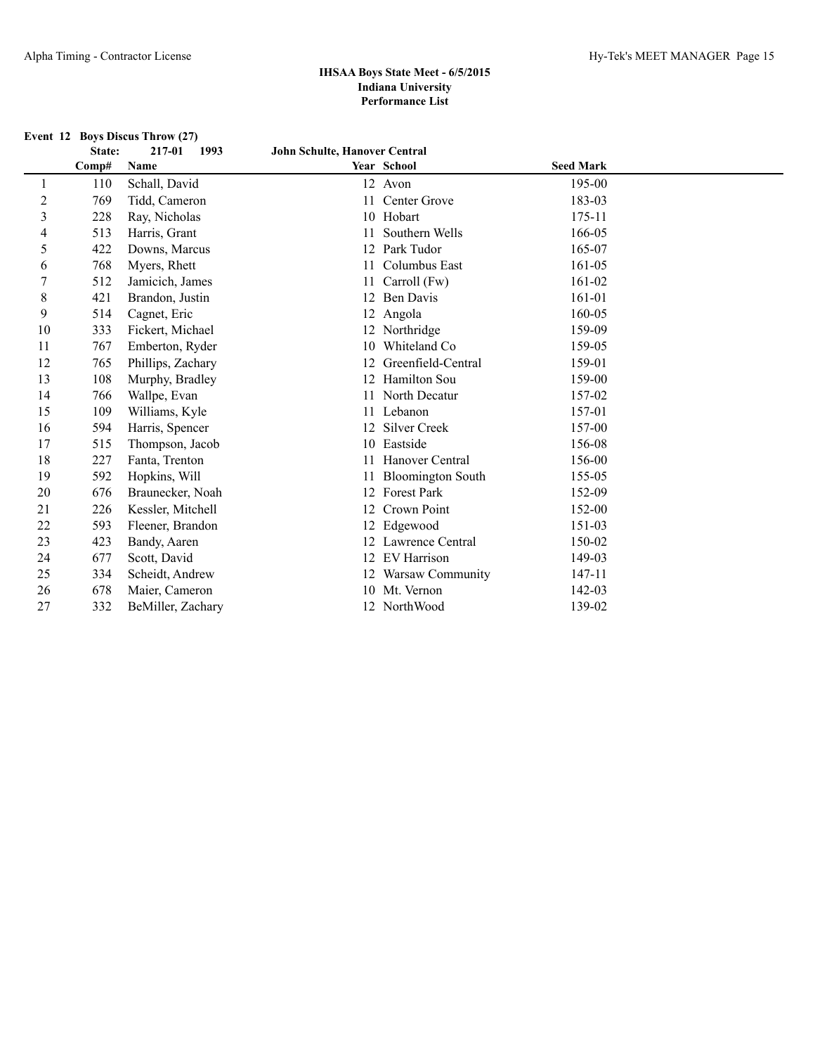# IHSAA Boys State Meet - 6/5/2015
## Indiana University
### Performance List

**Event 12 Boys Discus Throw (27)**

**State: 217-01 1993 John Schulte, Hanover Central**

| | Comp# | Name | Year | School | Seed Mark |
|---|---|---|---|---|---|
| 1 | 110 | Schall, David | 12 | Avon | 195-00 |
| 2 | 769 | Tidd, Cameron | 11 | Center Grove | 183-03 |
| 3 | 228 | Ray, Nicholas | 10 | Hobart | 175-11 |
| 4 | 513 | Harris, Grant | 11 | Southern Wells | 166-05 |
| 5 | 422 | Downs, Marcus | 12 | Park Tudor | 165-07 |
| 6 | 768 | Myers, Rhett | 11 | Columbus East | 161-05 |
| 7 | 512 | Jamicich, James | 11 | Carroll (Fw) | 161-02 |
| 8 | 421 | Brandon, Justin | 12 | Ben Davis | 161-01 |
| 9 | 514 | Cagnet, Eric | 12 | Angola | 160-05 |
| 10 | 333 | Fickert, Michael | 12 | Northridge | 159-09 |
| 11 | 767 | Emberton, Ryder | 10 | Whiteland Co | 159-05 |
| 12 | 765 | Phillips, Zachary | 12 | Greenfield-Central | 159-01 |
| 13 | 108 | Murphy, Bradley | 12 | Hamilton Sou | 159-00 |
| 14 | 766 | Wallpe, Evan | 11 | North Decatur | 157-02 |
| 15 | 109 | Williams, Kyle | 11 | Lebanon | 157-01 |
| 16 | 594 | Harris, Spencer | 12 | Silver Creek | 157-00 |
| 17 | 515 | Thompson, Jacob | 10 | Eastside | 156-08 |
| 18 | 227 | Fanta, Trenton | 11 | Hanover Central | 156-00 |
| 19 | 592 | Hopkins, Will | 11 | Bloomington South | 155-05 |
| 20 | 676 | Braunecker, Noah | 12 | Forest Park | 152-09 |
| 21 | 226 | Kessler, Mitchell | 12 | Crown Point | 152-00 |
| 22 | 593 | Fleener, Brandon | 12 | Edgewood | 151-03 |
| 23 | 423 | Bandy, Aaren | 12 | Lawrence Central | 150-02 |
| 24 | 677 | Scott, David | 12 | EV Harrison | 149-03 |
| 25 | 334 | Scheidt, Andrew | 12 | Warsaw Community | 147-11 |
| 26 | 678 | Maier, Cameron | 10 | Mt. Vernon | 142-03 |
| 27 | 332 | BeMiller, Zachary | 12 | NorthWood | 139-02 |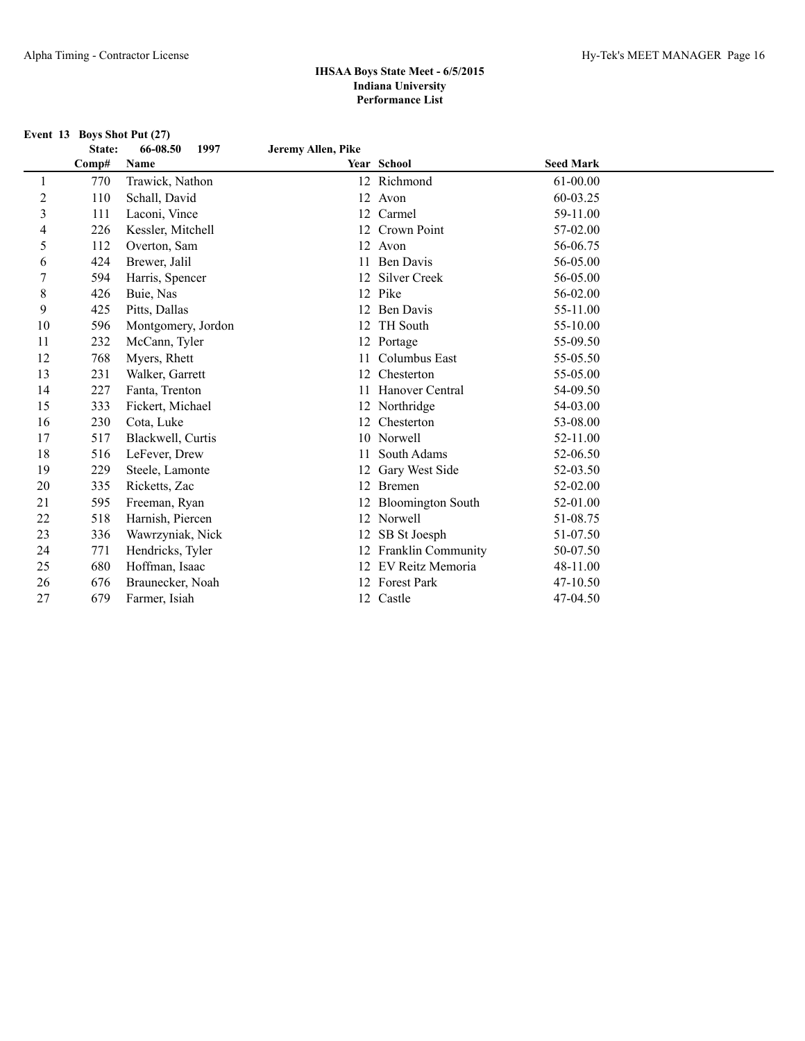## IHSAA Boys State Meet - 6/5/2015
## Indiana University
## Performance List

### Event 13 Boys Shot Put (27)

State: 66-08.50 1997 Jeremy Allen, Pike

| | Comp# | Name | Year | School | Seed Mark |
|---|---|---|---|---|---|
| 1 | 770 | Trawick, Nathon | 12 | Richmond | 61-00.00 |
| 2 | 110 | Schall, David | 12 | Avon | 60-03.25 |
| 3 | 111 | Laconi, Vince | 12 | Carmel | 59-11.00 |
| 4 | 226 | Kessler, Mitchell | 12 | Crown Point | 57-02.00 |
| 5 | 112 | Overton, Sam | 12 | Avon | 56-06.75 |
| 6 | 424 | Brewer, Jalil | 11 | Ben Davis | 56-05.00 |
| 7 | 594 | Harris, Spencer | 12 | Silver Creek | 56-05.00 |
| 8 | 426 | Buie, Nas | 12 | Pike | 56-02.00 |
| 9 | 425 | Pitts, Dallas | 12 | Ben Davis | 55-11.00 |
| 10 | 596 | Montgomery, Jordon | 12 | TH South | 55-10.00 |
| 11 | 232 | McCann, Tyler | 12 | Portage | 55-09.50 |
| 12 | 768 | Myers, Rhett | 11 | Columbus East | 55-05.50 |
| 13 | 231 | Walker, Garrett | 12 | Chesterton | 55-05.00 |
| 14 | 227 | Fanta, Trenton | 11 | Hanover Central | 54-09.50 |
| 15 | 333 | Fickert, Michael | 12 | Northridge | 54-03.00 |
| 16 | 230 | Cota, Luke | 12 | Chesterton | 53-08.00 |
| 17 | 517 | Blackwell, Curtis | 10 | Norwell | 52-11.00 |
| 18 | 516 | LeFever, Drew | 11 | South Adams | 52-06.50 |
| 19 | 229 | Steele, Lamonte | 12 | Gary West Side | 52-03.50 |
| 20 | 335 | Ricketts, Zac | 12 | Bremen | 52-02.00 |
| 21 | 595 | Freeman, Ryan | 12 | Bloomington South | 52-01.00 |
| 22 | 518 | Harnish, Piercen | 12 | Norwell | 51-08.75 |
| 23 | 336 | Wawrzyniak, Nick | 12 | SB St Joesph | 51-07.50 |
| 24 | 771 | Hendricks, Tyler | 12 | Franklin Community | 50-07.50 |
| 25 | 680 | Hoffman, Isaac | 12 | EV Reitz Memoria | 48-11.00 |
| 26 | 676 | Braunecker, Noah | 12 | Forest Park | 47-10.50 |
| 27 | 679 | Farmer, Isiah | 12 | Castle | 47-04.50 |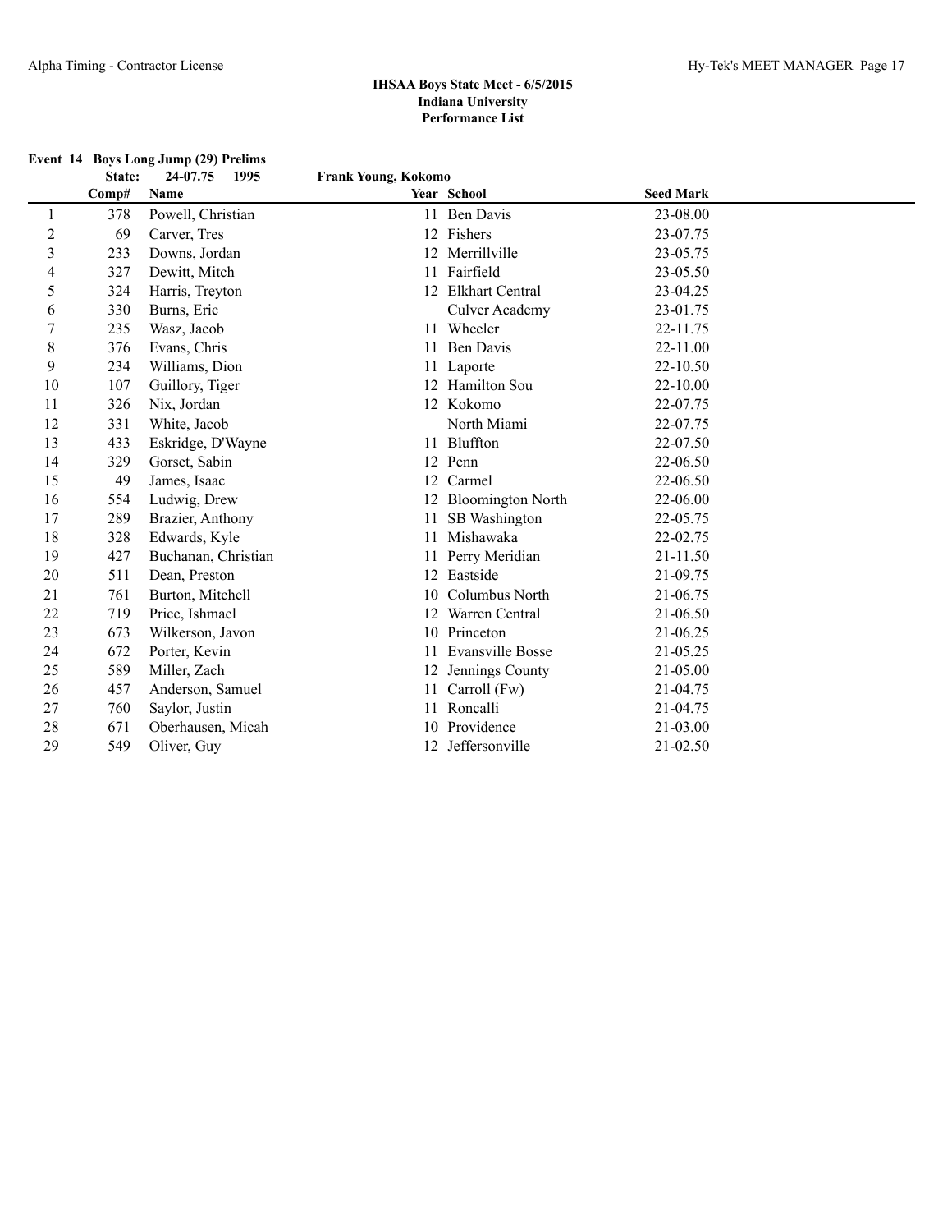## IHSAA Boys State Meet - 6/5/2015
**Indiana University**
**Performance List**

### Event 14 Boys Long Jump (29) Prelims

**State:** 24-07.75 1995 **Frank Young, Kokomo**

| | Comp# | Name | Year | School | Seed Mark |
|---|---|---|---|---|---|
| 1 | 378 | Powell, Christian | 11 | Ben Davis | 23-08.00 |
| 2 | 69 | Carver, Tres | 12 | Fishers | 23-07.75 |
| 3 | 233 | Downs, Jordan | 12 | Merrillville | 23-05.75 |
| 4 | 327 | Dewitt, Mitch | 11 | Fairfield | 23-05.50 |
| 5 | 324 | Harris, Treyton | 12 | Elkhart Central | 23-04.25 |
| 6 | 330 | Burns, Eric | | Culver Academy | 23-01.75 |
| 7 | 235 | Wasz, Jacob | 11 | Wheeler | 22-11.75 |
| 8 | 376 | Evans, Chris | 11 | Ben Davis | 22-11.00 |
| 9 | 234 | Williams, Dion | 11 | Laporte | 22-10.50 |
| 10 | 107 | Guillory, Tiger | 12 | Hamilton Sou | 22-10.00 |
| 11 | 326 | Nix, Jordan | 12 | Kokomo | 22-07.75 |
| 12 | 331 | White, Jacob | | North Miami | 22-07.75 |
| 13 | 433 | Eskridge, D'Wayne | 11 | Bluffton | 22-07.50 |
| 14 | 329 | Gorset, Sabin | 12 | Penn | 22-06.50 |
| 15 | 49 | James, Isaac | 12 | Carmel | 22-06.50 |
| 16 | 554 | Ludwig, Drew | 12 | Bloomington North | 22-06.00 |
| 17 | 289 | Brazier, Anthony | 11 | SB Washington | 22-05.75 |
| 18 | 328 | Edwards, Kyle | 11 | Mishawaka | 22-02.75 |
| 19 | 427 | Buchanan, Christian | 11 | Perry Meridian | 21-11.50 |
| 20 | 511 | Dean, Preston | 12 | Eastside | 21-09.75 |
| 21 | 761 | Burton, Mitchell | 10 | Columbus North | 21-06.75 |
| 22 | 719 | Price, Ishmael | 12 | Warren Central | 21-06.50 |
| 23 | 673 | Wilkerson, Javon | 10 | Princeton | 21-06.25 |
| 24 | 672 | Porter, Kevin | 11 | Evansville Bosse | 21-05.25 |
| 25 | 589 | Miller, Zach | 12 | Jennings County | 21-05.00 |
| 26 | 457 | Anderson, Samuel | 11 | Carroll (Fw) | 21-04.75 |
| 27 | 760 | Saylor, Justin | 11 | Roncalli | 21-04.75 |
| 28 | 671 | Oberhausen, Micah | 10 | Providence | 21-03.00 |
| 29 | 549 | Oliver, Guy | 12 | Jeffersonville | 21-02.50 |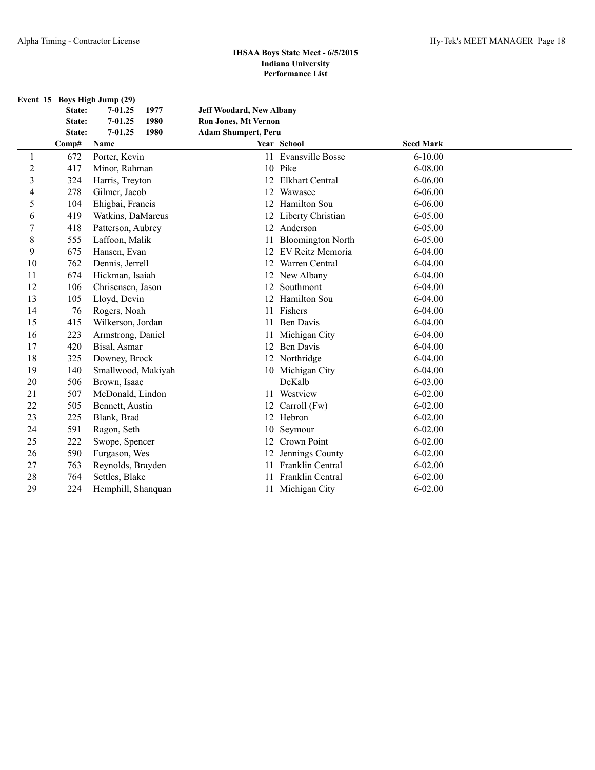**IHSAA Boys State Meet - 6/5/2015**
**Indiana University**
**Performance List**

**Event 15 Boys High Jump (29)**

| | State: | 7-01.25 | 1977 | Jeff Woodard, New Albany |
|---|---|---|---|---|
| | State: | 7-01.25 | 1980 | Ron Jones, Mt Vernon |
| | State: | 7-01.25 | 1980 | Adam Shumpert, Peru |

| | Comp# | Name | Year | School | Seed Mark |
|---|---|---|---|---|---|
| 1 | 672 | Porter, Kevin | 11 | Evansville Bosse | 6-10.00 |
| 2 | 417 | Minor, Rahman | 10 | Pike | 6-08.00 |
| 3 | 324 | Harris, Treyton | 12 | Elkhart Central | 6-06.00 |
| 4 | 278 | Gilmer, Jacob | 12 | Wawasee | 6-06.00 |
| 5 | 104 | Ehigbai, Francis | 12 | Hamilton Sou | 6-06.00 |
| 6 | 419 | Watkins, DaMarcus | 12 | Liberty Christian | 6-05.00 |
| 7 | 418 | Patterson, Aubrey | 12 | Anderson | 6-05.00 |
| 8 | 555 | Laffoon, Malik | 11 | Bloomington North | 6-05.00 |
| 9 | 675 | Hansen, Evan | 12 | EV Reitz Memoria | 6-04.00 |
| 10 | 762 | Dennis, Jerrell | 12 | Warren Central | 6-04.00 |
| 11 | 674 | Hickman, Isaiah | 12 | New Albany | 6-04.00 |
| 12 | 106 | Chrisensen, Jason | 12 | Southmont | 6-04.00 |
| 13 | 105 | Lloyd, Devin | 12 | Hamilton Sou | 6-04.00 |
| 14 | 76 | Rogers, Noah | 11 | Fishers | 6-04.00 |
| 15 | 415 | Wilkerson, Jordan | 11 | Ben Davis | 6-04.00 |
| 16 | 223 | Armstrong, Daniel | 11 | Michigan City | 6-04.00 |
| 17 | 420 | Bisal, Asmar | 12 | Ben Davis | 6-04.00 |
| 18 | 325 | Downey, Brock | 12 | Northridge | 6-04.00 |
| 19 | 140 | Smallwood, Makiyah | 10 | Michigan City | 6-04.00 |
| 20 | 506 | Brown, Isaac | | DeKalb | 6-03.00 |
| 21 | 507 | McDonald, Lindon | 11 | Westview | 6-02.00 |
| 22 | 505 | Bennett, Austin | 12 | Carroll (Fw) | 6-02.00 |
| 23 | 225 | Blank, Brad | 12 | Hebron | 6-02.00 |
| 24 | 591 | Ragon, Seth | 10 | Seymour | 6-02.00 |
| 25 | 222 | Swope, Spencer | 12 | Crown Point | 6-02.00 |
| 26 | 590 | Furgason, Wes | 12 | Jennings County | 6-02.00 |
| 27 | 763 | Reynolds, Brayden | 11 | Franklin Central | 6-02.00 |
| 28 | 764 | Settles, Blake | 11 | Franklin Central | 6-02.00 |
| 29 | 224 | Hemphill, Shanquan | 11 | Michigan City | 6-02.00 |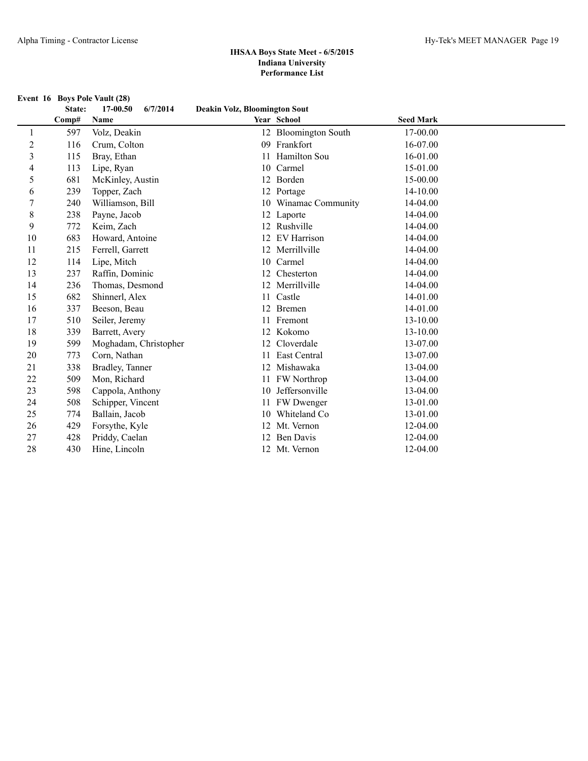## IHSAA Boys State Meet - 6/5/2015
## Indiana University
## Performance List

**Event 16 Boys Pole Vault (28)**

**State: 17-00.50 6/7/2014 Deakin Volz, Bloomington Sout**

| | Comp# | Name | Year | School | Seed Mark |
|---|---|---|---|---|---|
| 1 | 597 | Volz, Deakin | 12 | Bloomington South | 17-00.00 |
| 2 | 116 | Crum, Colton | 09 | Frankfort | 16-07.00 |
| 3 | 115 | Bray, Ethan | 11 | Hamilton Sou | 16-01.00 |
| 4 | 113 | Lipe, Ryan | 10 | Carmel | 15-01.00 |
| 5 | 681 | McKinley, Austin | 12 | Borden | 15-00.00 |
| 6 | 239 | Topper, Zach | 12 | Portage | 14-10.00 |
| 7 | 240 | Williamson, Bill | 10 | Winamac Community | 14-04.00 |
| 8 | 238 | Payne, Jacob | 12 | Laporte | 14-04.00 |
| 9 | 772 | Keim, Zach | 12 | Rushville | 14-04.00 |
| 10 | 683 | Howard, Antoine | 12 | EV Harrison | 14-04.00 |
| 11 | 215 | Ferrell, Garrett | 12 | Merrillville | 14-04.00 |
| 12 | 114 | Lipe, Mitch | 10 | Carmel | 14-04.00 |
| 13 | 237 | Raffin, Dominic | 12 | Chesterton | 14-04.00 |
| 14 | 236 | Thomas, Desmond | 12 | Merrillville | 14-04.00 |
| 15 | 682 | Shinnerl, Alex | 11 | Castle | 14-01.00 |
| 16 | 337 | Beeson, Beau | 12 | Bremen | 14-01.00 |
| 17 | 510 | Seiler, Jeremy | 11 | Fremont | 13-10.00 |
| 18 | 339 | Barrett, Avery | 12 | Kokomo | 13-10.00 |
| 19 | 599 | Moghadam, Christopher | 12 | Cloverdale | 13-07.00 |
| 20 | 773 | Corn, Nathan | 11 | East Central | 13-07.00 |
| 21 | 338 | Bradley, Tanner | 12 | Mishawaka | 13-04.00 |
| 22 | 509 | Mon, Richard | 11 | FW Northrop | 13-04.00 |
| 23 | 598 | Cappola, Anthony | 10 | Jeffersonville | 13-04.00 |
| 24 | 508 | Schipper, Vincent | 11 | FW Dwenger | 13-01.00 |
| 25 | 774 | Ballain, Jacob | 10 | Whiteland Co | 13-01.00 |
| 26 | 429 | Forsythe, Kyle | 12 | Mt. Vernon | 12-04.00 |
| 27 | 428 | Priddy, Caelan | 12 | Ben Davis | 12-04.00 |
| 28 | 430 | Hine, Lincoln | 12 | Mt. Vernon | 12-04.00 |